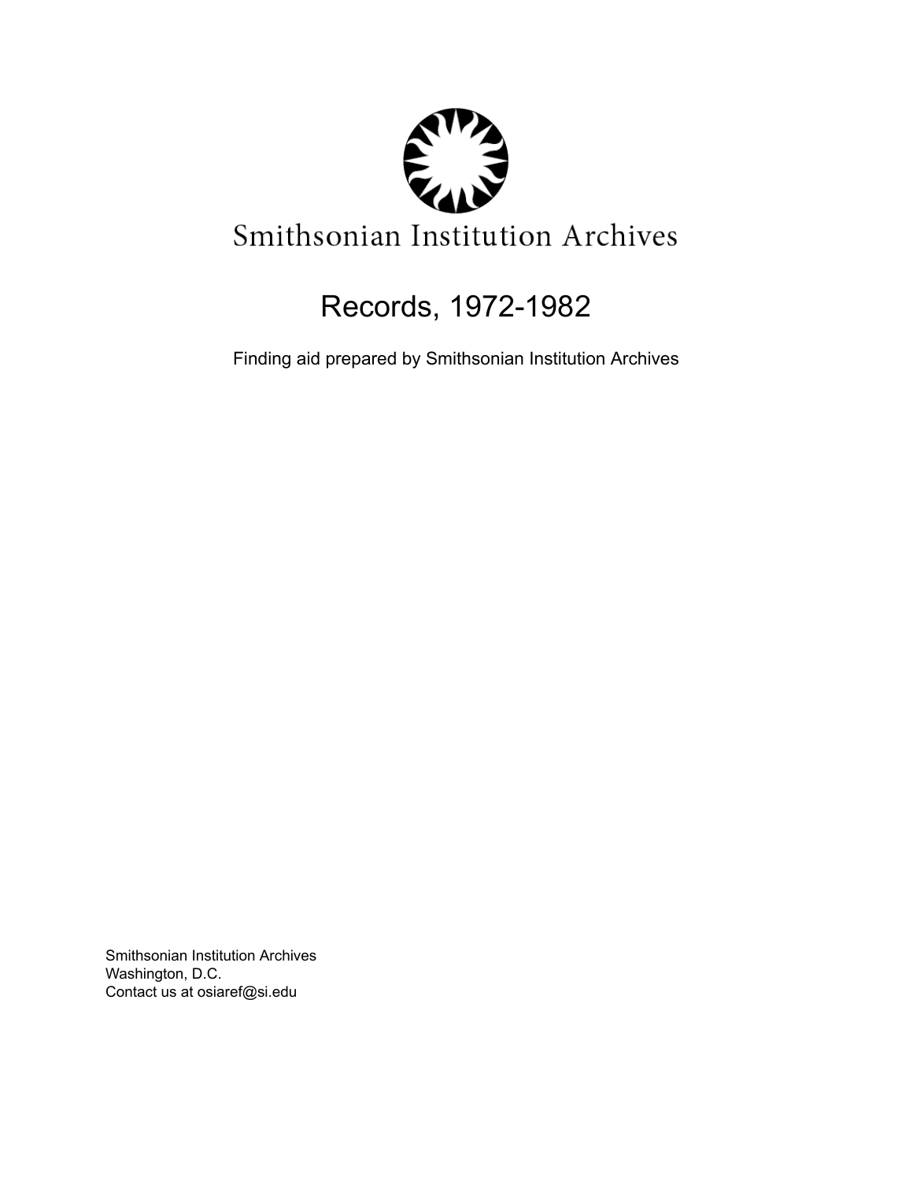Smithsonian Institution Archives

# Records, 1972-1982

Finding aid prepared by Smithsonian Institution Archives

Smithsonian Institution Archives
Washington, D.C.
Contact us at osiaref@si.edu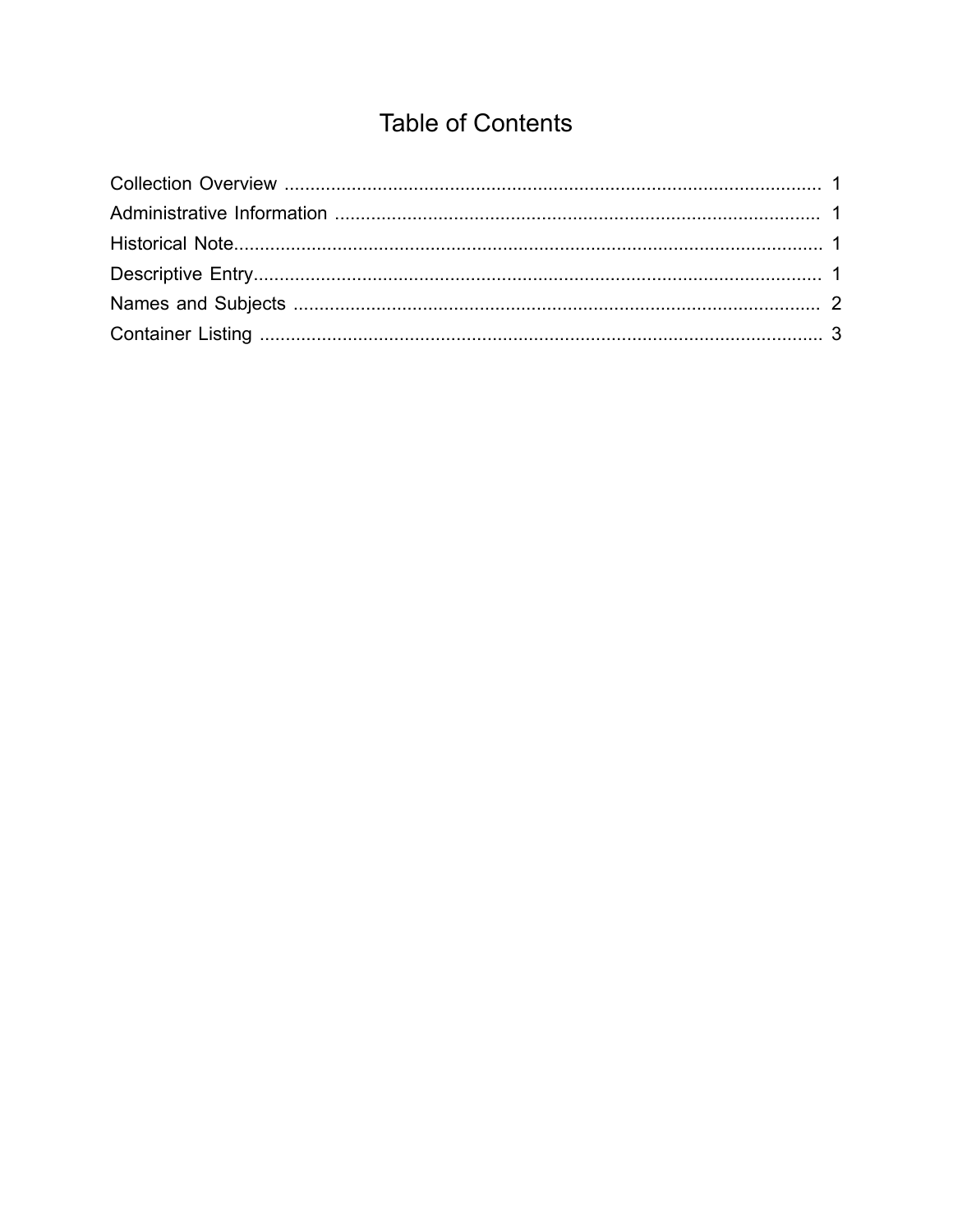# Table of Contents

Collection Overview ........................................................................................................ 1
Administrative Information .............................................................................................. 1
Historical Note.................................................................................................................. 1
Descriptive Entry.............................................................................................................. 1
Names and Subjects ...................................................................................................... 2
Container Listing ............................................................................................................. 3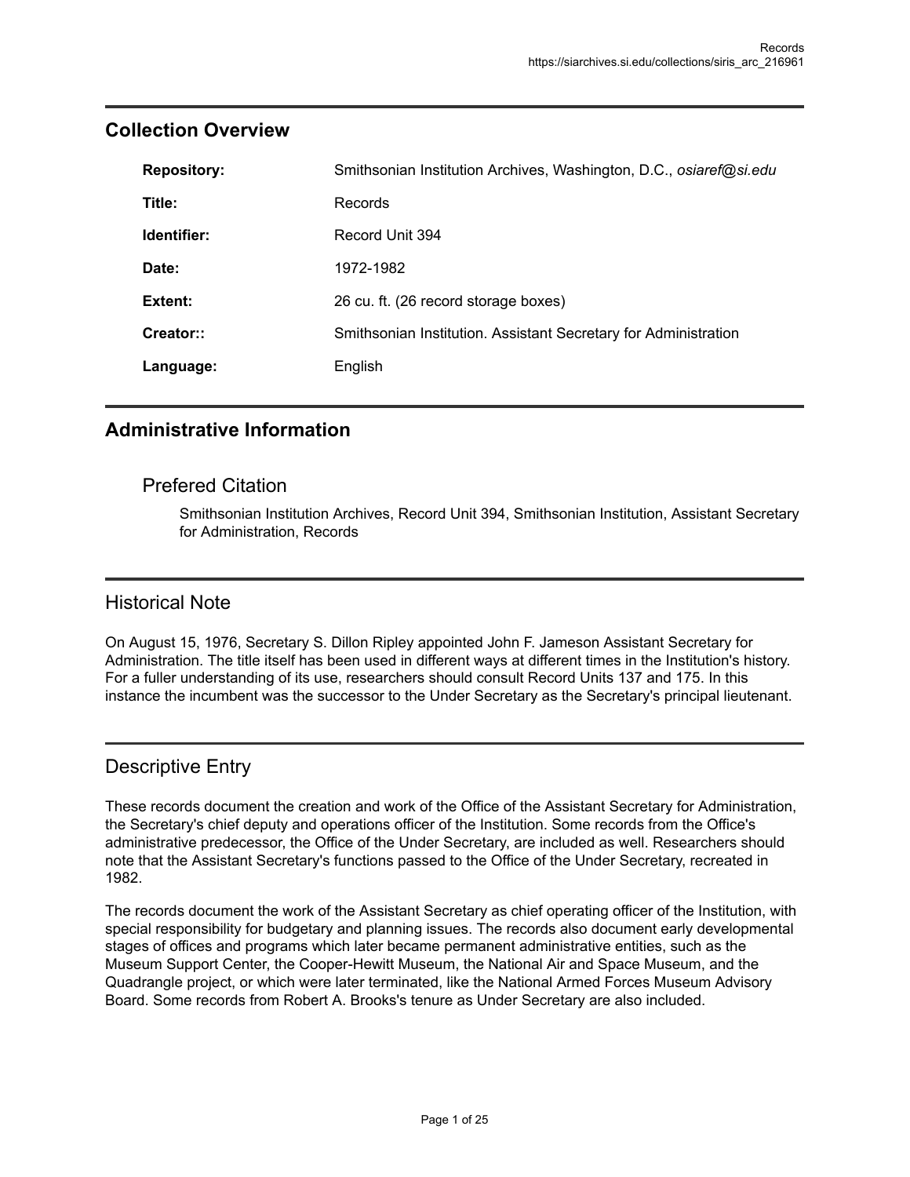## Collection Overview

| | |
|---|---|
| **Repository:** | Smithsonian Institution Archives, Washington, D.C., *osiaref@si.edu* |
| **Title:** | Records |
| **Identifier:** | Record Unit 394 |
| **Date:** | 1972-1982 |
| **Extent:** | 26 cu. ft. (26 record storage boxes) |
| **Creator::** | Smithsonian Institution. Assistant Secretary for Administration |
| **Language:** | English |

## Administrative Information

### Prefered Citation

Smithsonian Institution Archives, Record Unit 394, Smithsonian Institution, Assistant Secretary for Administration, Records

## Historical Note

On August 15, 1976, Secretary S. Dillon Ripley appointed John F. Jameson Assistant Secretary for Administration. The title itself has been used in different ways at different times in the Institution's history. For a fuller understanding of its use, researchers should consult Record Units 137 and 175. In this instance the incumbent was the successor to the Under Secretary as the Secretary's principal lieutenant.

## Descriptive Entry

These records document the creation and work of the Office of the Assistant Secretary for Administration, the Secretary's chief deputy and operations officer of the Institution. Some records from the Office's administrative predecessor, the Office of the Under Secretary, are included as well. Researchers should note that the Assistant Secretary's functions passed to the Office of the Under Secretary, recreated in 1982.

The records document the work of the Assistant Secretary as chief operating officer of the Institution, with special responsibility for budgetary and planning issues. The records also document early developmental stages of offices and programs which later became permanent administrative entities, such as the Museum Support Center, the Cooper-Hewitt Museum, the National Air and Space Museum, and the Quadrangle project, or which were later terminated, like the National Armed Forces Museum Advisory Board. Some records from Robert A. Brooks's tenure as Under Secretary are also included.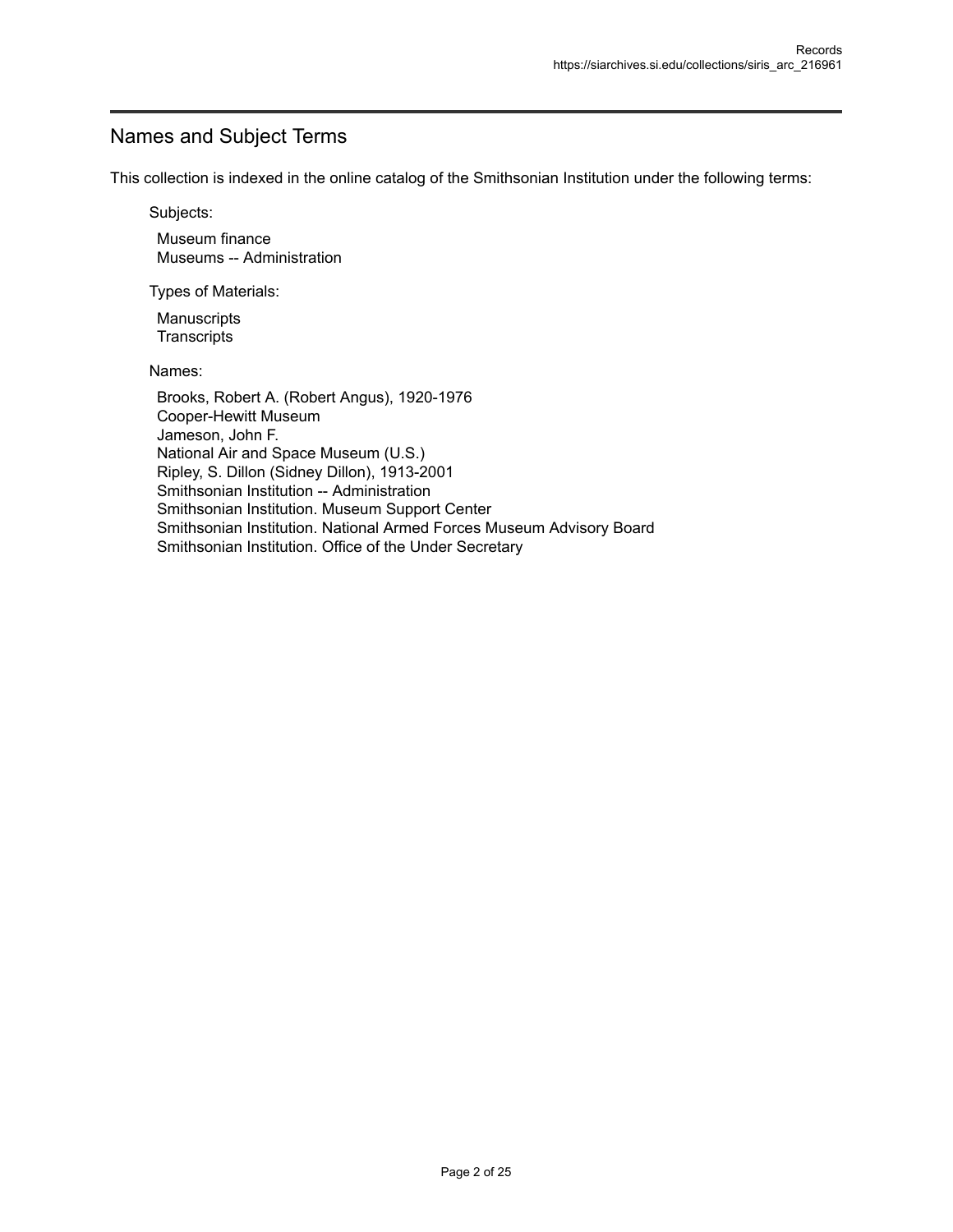## Names and Subject Terms

This collection is indexed in the online catalog of the Smithsonian Institution under the following terms:

Subjects:

Museum finance
Museums -- Administration

Types of Materials:

Manuscripts
Transcripts

Names:

Brooks, Robert A. (Robert Angus), 1920-1976
Cooper-Hewitt Museum
Jameson, John F.
National Air and Space Museum (U.S.)
Ripley, S. Dillon (Sidney Dillon), 1913-2001
Smithsonian Institution -- Administration
Smithsonian Institution. Museum Support Center
Smithsonian Institution. National Armed Forces Museum Advisory Board
Smithsonian Institution. Office of the Under Secretary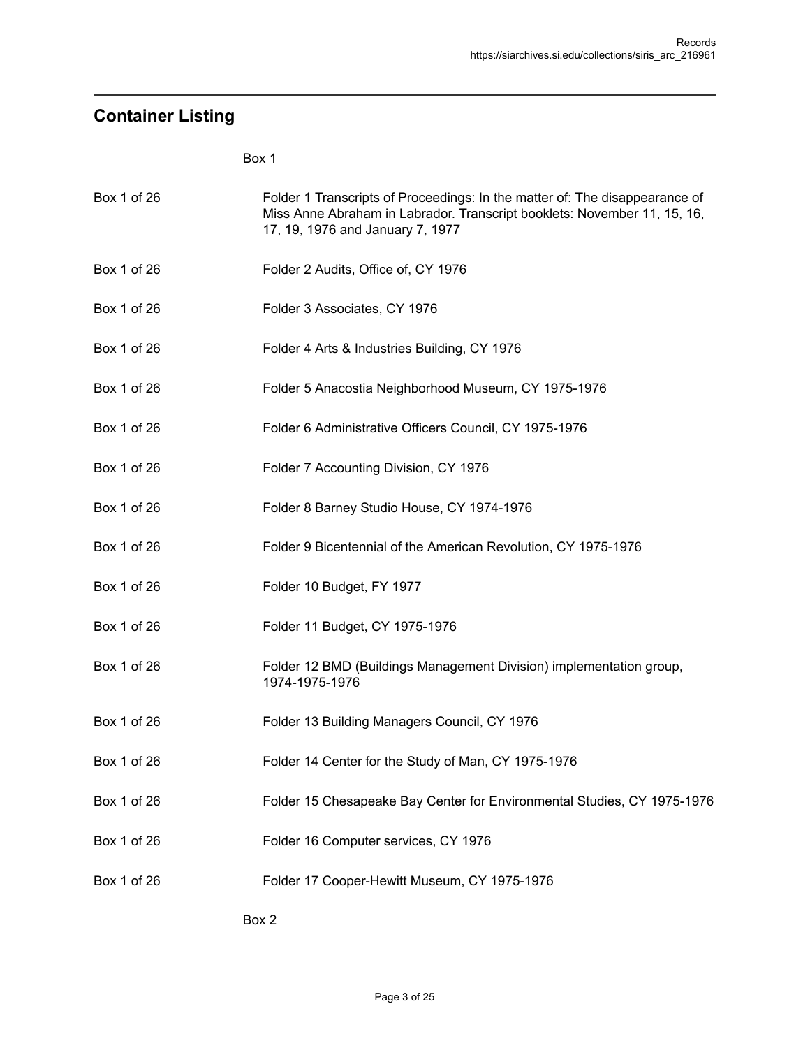## Container Listing

Box 1

| | |
|---|---|
| Box 1 of 26 | Folder 1 Transcripts of Proceedings: In the matter of: The disappearance of Miss Anne Abraham in Labrador. Transcript booklets: November 11, 15, 16, 17, 19, 1976 and January 7, 1977 |
| Box 1 of 26 | Folder 2 Audits, Office of, CY 1976 |
| Box 1 of 26 | Folder 3 Associates, CY 1976 |
| Box 1 of 26 | Folder 4 Arts & Industries Building, CY 1976 |
| Box 1 of 26 | Folder 5 Anacostia Neighborhood Museum, CY 1975-1976 |
| Box 1 of 26 | Folder 6 Administrative Officers Council, CY 1975-1976 |
| Box 1 of 26 | Folder 7 Accounting Division, CY 1976 |
| Box 1 of 26 | Folder 8 Barney Studio House, CY 1974-1976 |
| Box 1 of 26 | Folder 9 Bicentennial of the American Revolution, CY 1975-1976 |
| Box 1 of 26 | Folder 10 Budget, FY 1977 |
| Box 1 of 26 | Folder 11 Budget, CY 1975-1976 |
| Box 1 of 26 | Folder 12 BMD (Buildings Management Division) implementation group, 1974-1975-1976 |
| Box 1 of 26 | Folder 13 Building Managers Council, CY 1976 |
| Box 1 of 26 | Folder 14 Center for the Study of Man, CY 1975-1976 |
| Box 1 of 26 | Folder 15 Chesapeake Bay Center for Environmental Studies, CY 1975-1976 |
| Box 1 of 26 | Folder 16 Computer services, CY 1976 |
| Box 1 of 26 | Folder 17 Cooper-Hewitt Museum, CY 1975-1976 |

Box 2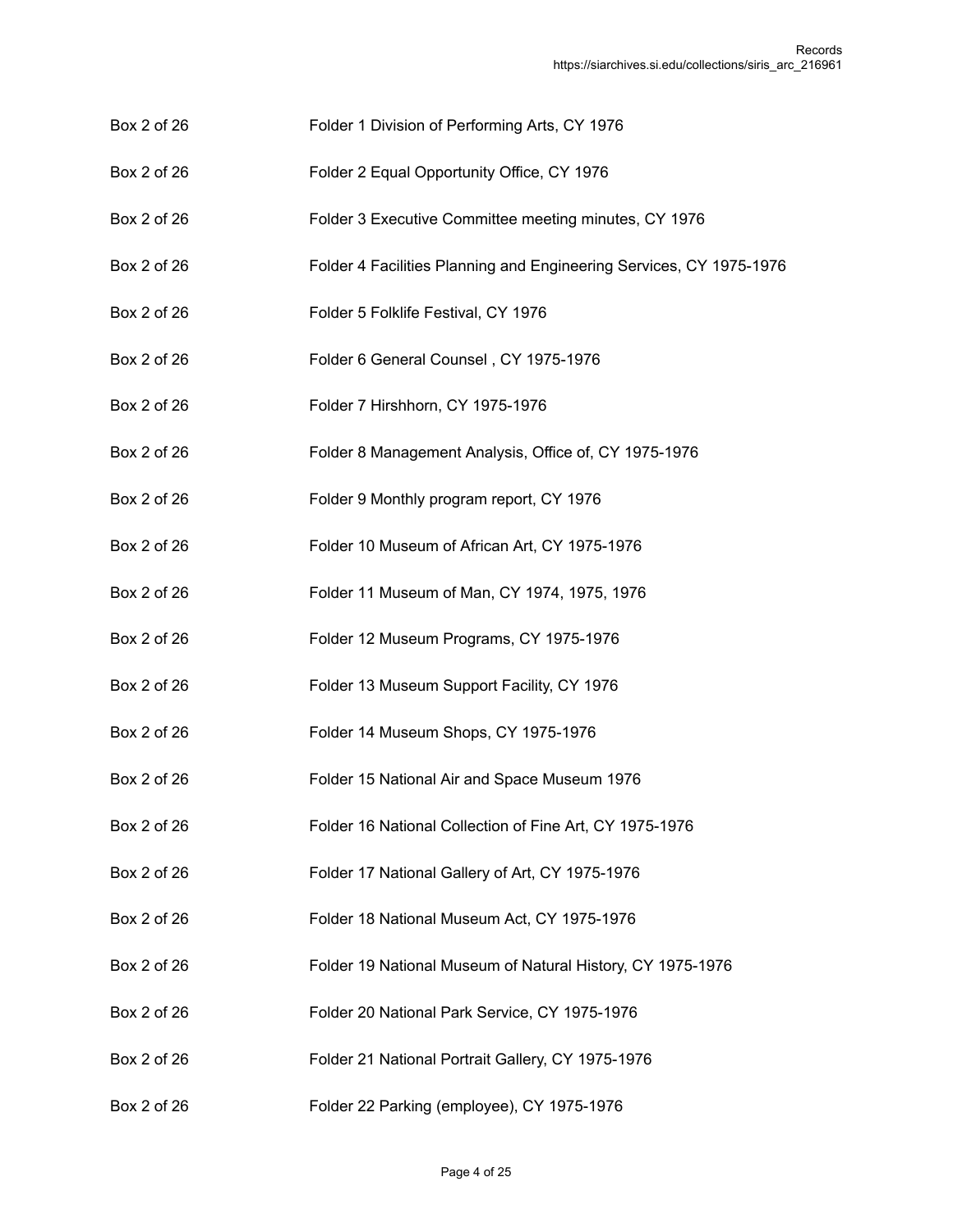| | |
|---|---|
| Box 2 of 26 | Folder 1 Division of Performing Arts, CY 1976 |
| Box 2 of 26 | Folder 2 Equal Opportunity Office, CY 1976 |
| Box 2 of 26 | Folder 3 Executive Committee meeting minutes, CY 1976 |
| Box 2 of 26 | Folder 4 Facilities Planning and Engineering Services, CY 1975-1976 |
| Box 2 of 26 | Folder 5 Folklife Festival, CY 1976 |
| Box 2 of 26 | Folder 6 General Counsel , CY 1975-1976 |
| Box 2 of 26 | Folder 7 Hirshhorn, CY 1975-1976 |
| Box 2 of 26 | Folder 8 Management Analysis, Office of, CY 1975-1976 |
| Box 2 of 26 | Folder 9 Monthly program report, CY 1976 |
| Box 2 of 26 | Folder 10 Museum of African Art, CY 1975-1976 |
| Box 2 of 26 | Folder 11 Museum of Man, CY 1974, 1975, 1976 |
| Box 2 of 26 | Folder 12 Museum Programs, CY 1975-1976 |
| Box 2 of 26 | Folder 13 Museum Support Facility, CY 1976 |
| Box 2 of 26 | Folder 14 Museum Shops, CY 1975-1976 |
| Box 2 of 26 | Folder 15 National Air and Space Museum 1976 |
| Box 2 of 26 | Folder 16 National Collection of Fine Art, CY 1975-1976 |
| Box 2 of 26 | Folder 17 National Gallery of Art, CY 1975-1976 |
| Box 2 of 26 | Folder 18 National Museum Act, CY 1975-1976 |
| Box 2 of 26 | Folder 19 National Museum of Natural History, CY 1975-1976 |
| Box 2 of 26 | Folder 20 National Park Service, CY 1975-1976 |
| Box 2 of 26 | Folder 21 National Portrait Gallery, CY 1975-1976 |
| Box 2 of 26 | Folder 22 Parking (employee), CY 1975-1976 |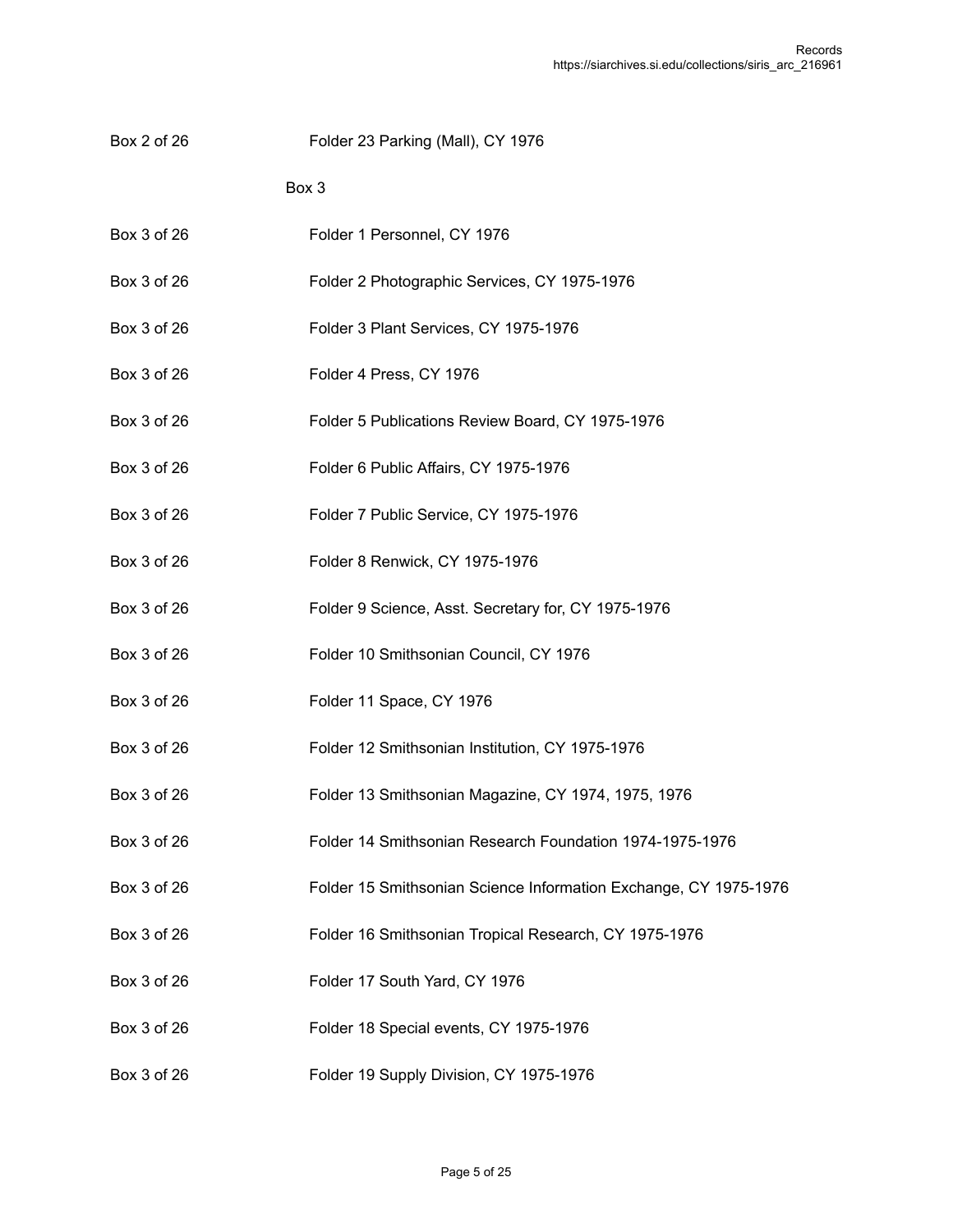Box 2 of 26 Folder 23 Parking (Mall), CY 1976

Box 3

Box 3 of 26 Folder 1 Personnel, CY 1976

Box 3 of 26 Folder 2 Photographic Services, CY 1975-1976

Box 3 of 26 Folder 3 Plant Services, CY 1975-1976

Box 3 of 26 Folder 4 Press, CY 1976

Box 3 of 26 Folder 5 Publications Review Board, CY 1975-1976

Box 3 of 26 Folder 6 Public Affairs, CY 1975-1976

Box 3 of 26 Folder 7 Public Service, CY 1975-1976

Box 3 of 26 Folder 8 Renwick, CY 1975-1976

Box 3 of 26 Folder 9 Science, Asst. Secretary for, CY 1975-1976

Box 3 of 26 Folder 10 Smithsonian Council, CY 1976

Box 3 of 26 Folder 11 Space, CY 1976

Box 3 of 26 Folder 12 Smithsonian Institution, CY 1975-1976

Box 3 of 26 Folder 13 Smithsonian Magazine, CY 1974, 1975, 1976

Box 3 of 26 Folder 14 Smithsonian Research Foundation 1974-1975-1976

Box 3 of 26 Folder 15 Smithsonian Science Information Exchange, CY 1975-1976

Box 3 of 26 Folder 16 Smithsonian Tropical Research, CY 1975-1976

Box 3 of 26 Folder 17 South Yard, CY 1976

Box 3 of 26 Folder 18 Special events, CY 1975-1976

Box 3 of 26 Folder 19 Supply Division, CY 1975-1976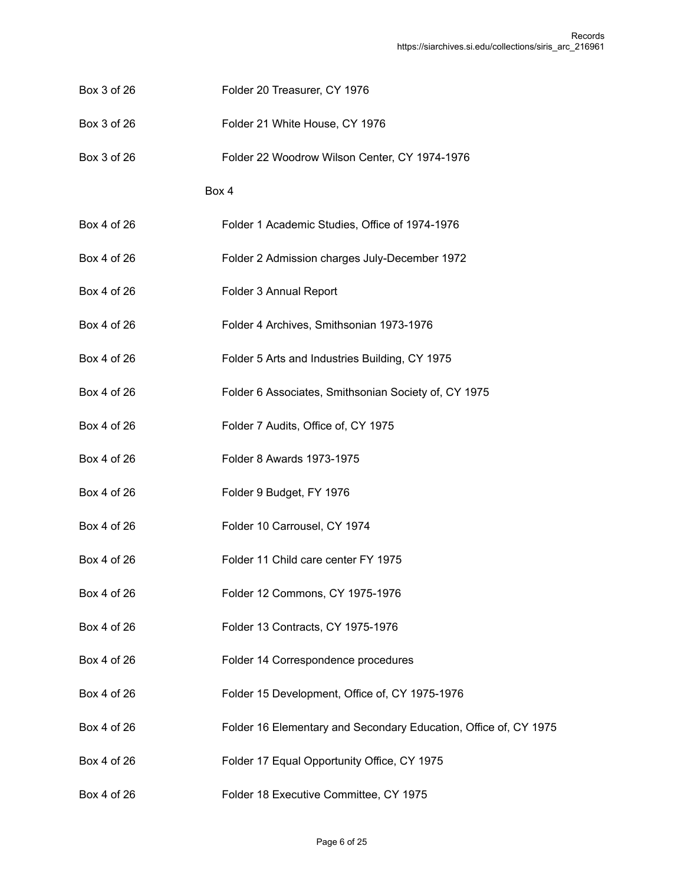| | |
|---|---|
| Box 3 of 26 | Folder 20 Treasurer, CY 1976 |
| Box 3 of 26 | Folder 21 White House, CY 1976 |
| Box 3 of 26 | Folder 22 Woodrow Wilson Center, CY 1974-1976 |

Box 4

| | |
|---|---|
| Box 4 of 26 | Folder 1 Academic Studies, Office of 1974-1976 |
| Box 4 of 26 | Folder 2 Admission charges July-December 1972 |
| Box 4 of 26 | Folder 3 Annual Report |
| Box 4 of 26 | Folder 4 Archives, Smithsonian 1973-1976 |
| Box 4 of 26 | Folder 5 Arts and Industries Building, CY 1975 |
| Box 4 of 26 | Folder 6 Associates, Smithsonian Society of, CY 1975 |
| Box 4 of 26 | Folder 7 Audits, Office of, CY 1975 |
| Box 4 of 26 | Folder 8 Awards 1973-1975 |
| Box 4 of 26 | Folder 9 Budget, FY 1976 |
| Box 4 of 26 | Folder 10 Carrousel, CY 1974 |
| Box 4 of 26 | Folder 11 Child care center FY 1975 |
| Box 4 of 26 | Folder 12 Commons, CY 1975-1976 |
| Box 4 of 26 | Folder 13 Contracts, CY 1975-1976 |
| Box 4 of 26 | Folder 14 Correspondence procedures |
| Box 4 of 26 | Folder 15 Development, Office of, CY 1975-1976 |
| Box 4 of 26 | Folder 16 Elementary and Secondary Education, Office of, CY 1975 |
| Box 4 of 26 | Folder 17 Equal Opportunity Office, CY 1975 |
| Box 4 of 26 | Folder 18 Executive Committee, CY 1975 |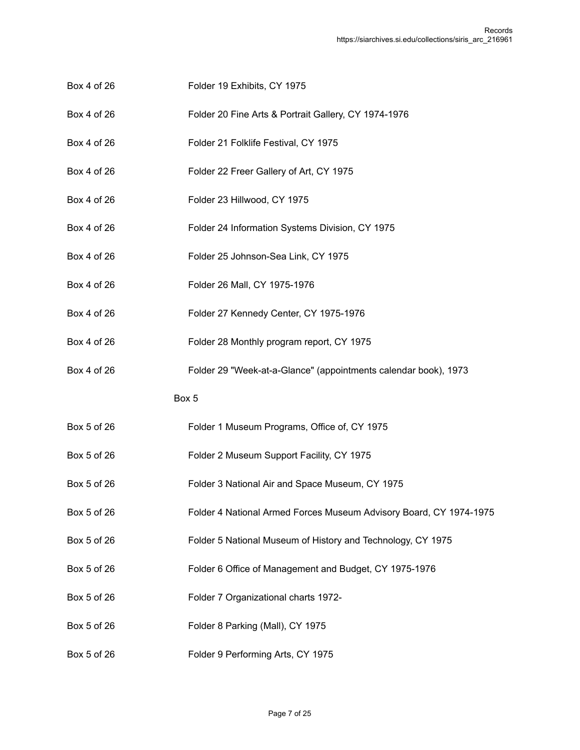Box 4 of 26 Folder 19 Exhibits, CY 1975

Box 4 of 26 Folder 20 Fine Arts & Portrait Gallery, CY 1974-1976

Box 4 of 26 Folder 21 Folklife Festival, CY 1975

Box 4 of 26 Folder 22 Freer Gallery of Art, CY 1975

Box 4 of 26 Folder 23 Hillwood, CY 1975

Box 4 of 26 Folder 24 Information Systems Division, CY 1975

Box 4 of 26 Folder 25 Johnson-Sea Link, CY 1975

Box 4 of 26 Folder 26 Mall, CY 1975-1976

Box 4 of 26 Folder 27 Kennedy Center, CY 1975-1976

Box 4 of 26 Folder 28 Monthly program report, CY 1975

Box 4 of 26 Folder 29 "Week-at-a-Glance" (appointments calendar book), 1973

Box 5

Box 5 of 26 Folder 1 Museum Programs, Office of, CY 1975

Box 5 of 26 Folder 2 Museum Support Facility, CY 1975

Box 5 of 26 Folder 3 National Air and Space Museum, CY 1975

Box 5 of 26 Folder 4 National Armed Forces Museum Advisory Board, CY 1974-1975

Box 5 of 26 Folder 5 National Museum of History and Technology, CY 1975

Box 5 of 26 Folder 6 Office of Management and Budget, CY 1975-1976

Box 5 of 26 Folder 7 Organizational charts 1972-

Box 5 of 26 Folder 8 Parking (Mall), CY 1975

Box 5 of 26 Folder 9 Performing Arts, CY 1975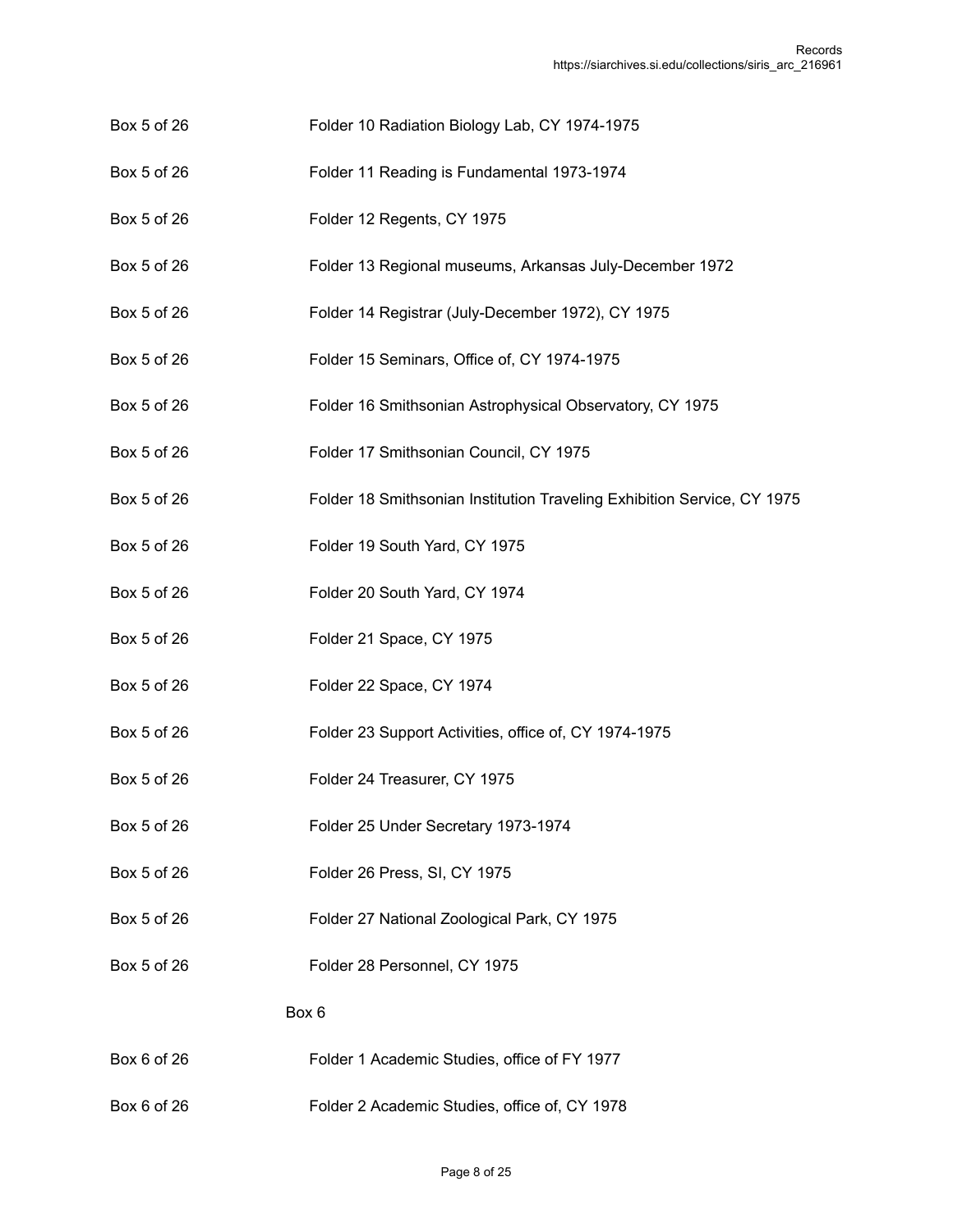Box 5 of 26 Folder 10 Radiation Biology Lab, CY 1974-1975

Box 5 of 26 Folder 11 Reading is Fundamental 1973-1974

Box 5 of 26 Folder 12 Regents, CY 1975

Box 5 of 26 Folder 13 Regional museums, Arkansas July-December 1972

Box 5 of 26 Folder 14 Registrar (July-December 1972), CY 1975

Box 5 of 26 Folder 15 Seminars, Office of, CY 1974-1975

Box 5 of 26 Folder 16 Smithsonian Astrophysical Observatory, CY 1975

Box 5 of 26 Folder 17 Smithsonian Council, CY 1975

Box 5 of 26 Folder 18 Smithsonian Institution Traveling Exhibition Service, CY 1975

Box 5 of 26 Folder 19 South Yard, CY 1975

Box 5 of 26 Folder 20 South Yard, CY 1974

Box 5 of 26 Folder 21 Space, CY 1975

Box 5 of 26 Folder 22 Space, CY 1974

Box 5 of 26 Folder 23 Support Activities, office of, CY 1974-1975

Box 5 of 26 Folder 24 Treasurer, CY 1975

Box 5 of 26 Folder 25 Under Secretary 1973-1974

Box 5 of 26 Folder 26 Press, SI, CY 1975

Box 5 of 26 Folder 27 National Zoological Park, CY 1975

Box 5 of 26 Folder 28 Personnel, CY 1975

Box 6

Box 6 of 26 Folder 1 Academic Studies, office of FY 1977

Box 6 of 26 Folder 2 Academic Studies, office of, CY 1978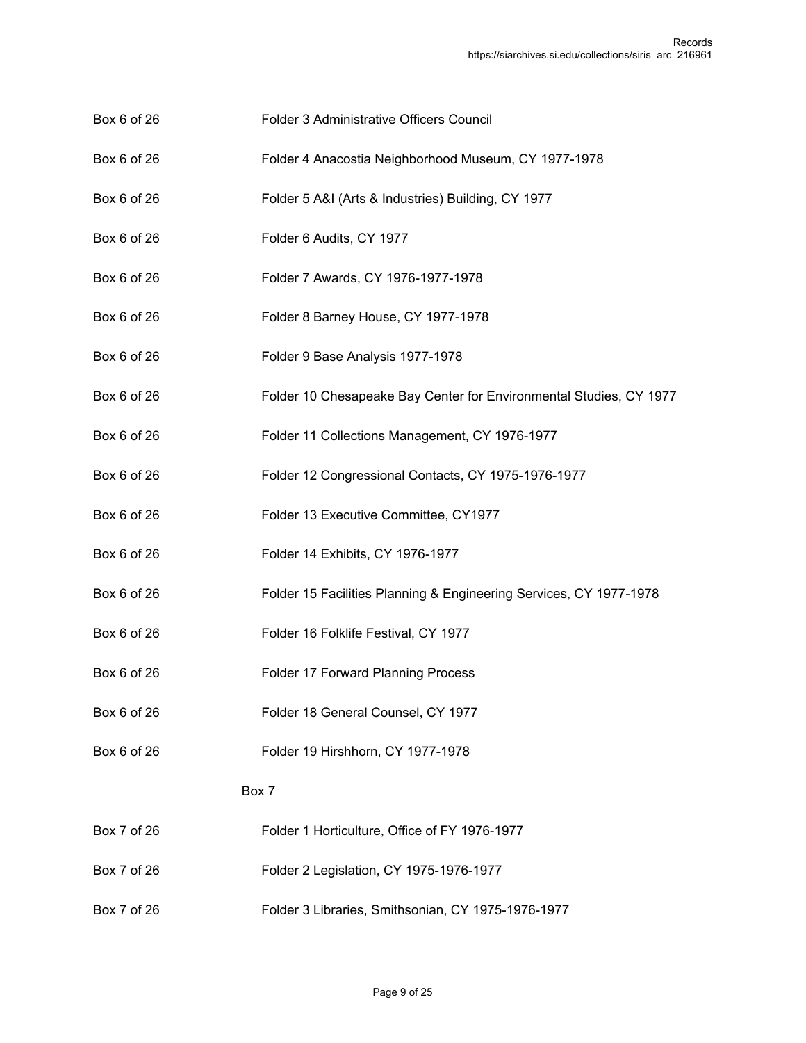| | |
|---|---|
| Box 6 of 26 | Folder 3 Administrative Officers Council |
| Box 6 of 26 | Folder 4 Anacostia Neighborhood Museum, CY 1977-1978 |
| Box 6 of 26 | Folder 5 A&I (Arts & Industries) Building, CY 1977 |
| Box 6 of 26 | Folder 6 Audits, CY 1977 |
| Box 6 of 26 | Folder 7 Awards, CY 1976-1977-1978 |
| Box 6 of 26 | Folder 8 Barney House, CY 1977-1978 |
| Box 6 of 26 | Folder 9 Base Analysis 1977-1978 |
| Box 6 of 26 | Folder 10 Chesapeake Bay Center for Environmental Studies, CY 1977 |
| Box 6 of 26 | Folder 11 Collections Management, CY 1976-1977 |
| Box 6 of 26 | Folder 12 Congressional Contacts, CY 1975-1976-1977 |
| Box 6 of 26 | Folder 13 Executive Committee, CY1977 |
| Box 6 of 26 | Folder 14 Exhibits, CY 1976-1977 |
| Box 6 of 26 | Folder 15 Facilities Planning & Engineering Services, CY 1977-1978 |
| Box 6 of 26 | Folder 16 Folklife Festival, CY 1977 |
| Box 6 of 26 | Folder 17 Forward Planning Process |
| Box 6 of 26 | Folder 18 General Counsel, CY 1977 |
| Box 6 of 26 | Folder 19 Hirshhorn, CY 1977-1978 |

Box 7

| | |
|---|---|
| Box 7 of 26 | Folder 1 Horticulture, Office of FY 1976-1977 |
| Box 7 of 26 | Folder 2 Legislation, CY 1975-1976-1977 |
| Box 7 of 26 | Folder 3 Libraries, Smithsonian, CY 1975-1976-1977 |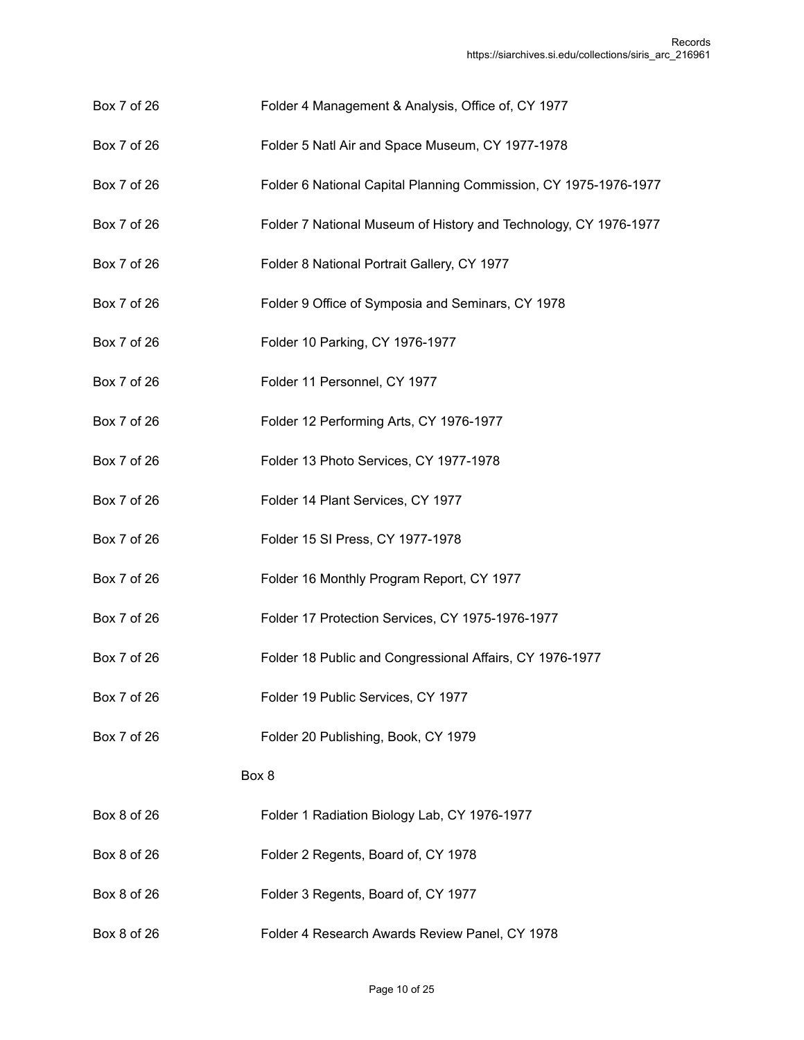| | |
|---|---|
| Box 7 of 26 | Folder 4 Management & Analysis, Office of, CY 1977 |
| Box 7 of 26 | Folder 5 Natl Air and Space Museum, CY 1977-1978 |
| Box 7 of 26 | Folder 6 National Capital Planning Commission, CY 1975-1976-1977 |
| Box 7 of 26 | Folder 7 National Museum of History and Technology, CY 1976-1977 |
| Box 7 of 26 | Folder 8 National Portrait Gallery, CY 1977 |
| Box 7 of 26 | Folder 9 Office of Symposia and Seminars, CY 1978 |
| Box 7 of 26 | Folder 10 Parking, CY 1976-1977 |
| Box 7 of 26 | Folder 11 Personnel, CY 1977 |
| Box 7 of 26 | Folder 12 Performing Arts, CY 1976-1977 |
| Box 7 of 26 | Folder 13 Photo Services, CY 1977-1978 |
| Box 7 of 26 | Folder 14 Plant Services, CY 1977 |
| Box 7 of 26 | Folder 15 SI Press, CY 1977-1978 |
| Box 7 of 26 | Folder 16 Monthly Program Report, CY 1977 |
| Box 7 of 26 | Folder 17 Protection Services, CY 1975-1976-1977 |
| Box 7 of 26 | Folder 18 Public and Congressional Affairs, CY 1976-1977 |
| Box 7 of 26 | Folder 19 Public Services, CY 1977 |
| Box 7 of 26 | Folder 20 Publishing, Book, CY 1979 |

Box 8

| | |
|---|---|
| Box 8 of 26 | Folder 1 Radiation Biology Lab, CY 1976-1977 |
| Box 8 of 26 | Folder 2 Regents, Board of, CY 1978 |
| Box 8 of 26 | Folder 3 Regents, Board of, CY 1977 |
| Box 8 of 26 | Folder 4 Research Awards Review Panel, CY 1978 |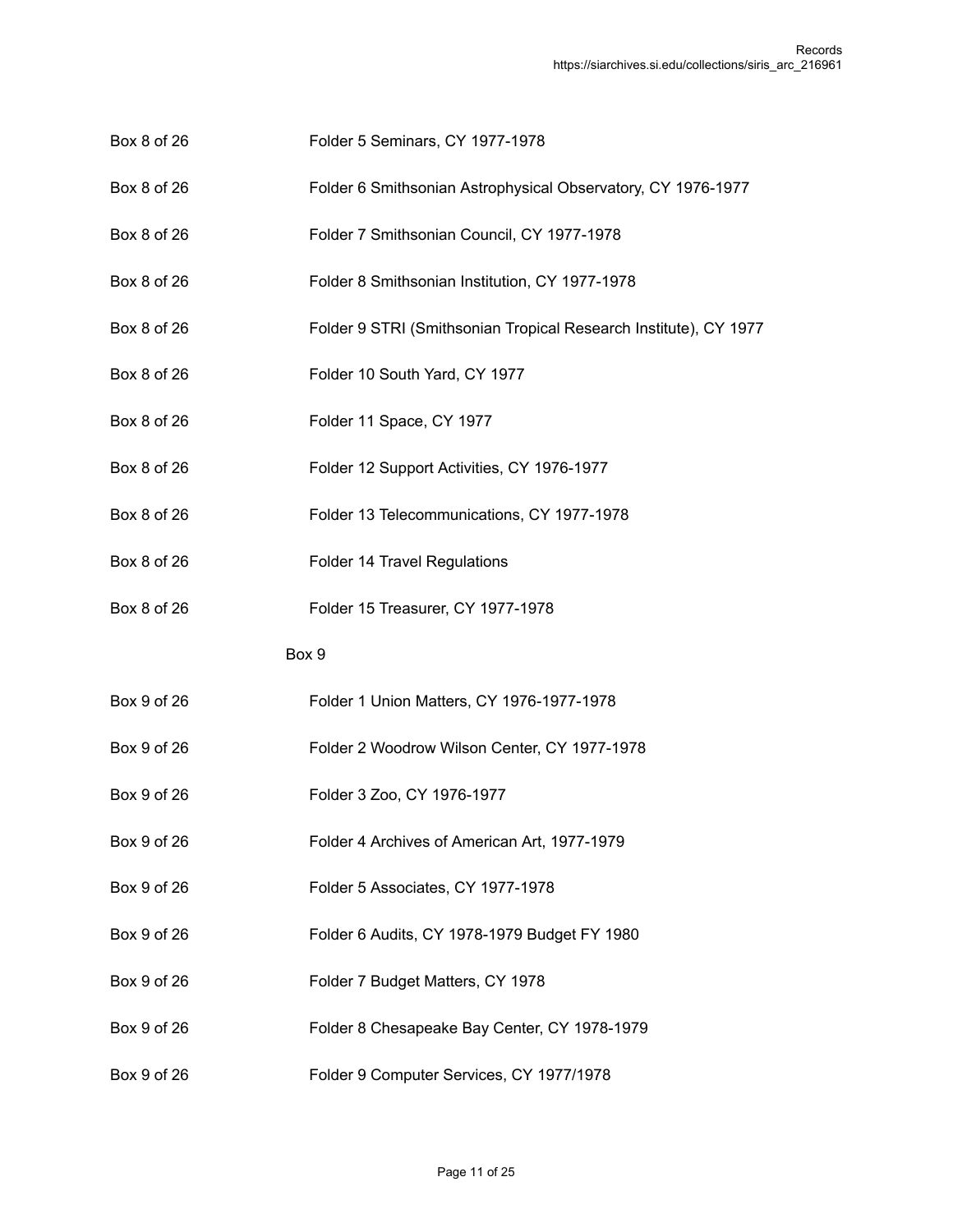| | |
|---|---|
| Box 8 of 26 | Folder 5 Seminars, CY 1977-1978 |
| Box 8 of 26 | Folder 6 Smithsonian Astrophysical Observatory, CY 1976-1977 |
| Box 8 of 26 | Folder 7 Smithsonian Council, CY 1977-1978 |
| Box 8 of 26 | Folder 8 Smithsonian Institution, CY 1977-1978 |
| Box 8 of 26 | Folder 9 STRI (Smithsonian Tropical Research Institute), CY 1977 |
| Box 8 of 26 | Folder 10 South Yard, CY 1977 |
| Box 8 of 26 | Folder 11 Space, CY 1977 |
| Box 8 of 26 | Folder 12 Support Activities, CY 1976-1977 |
| Box 8 of 26 | Folder 13 Telecommunications, CY 1977-1978 |
| Box 8 of 26 | Folder 14 Travel Regulations |
| Box 8 of 26 | Folder 15 Treasurer, CY 1977-1978 |

Box 9

| | |
|---|---|
| Box 9 of 26 | Folder 1 Union Matters, CY 1976-1977-1978 |
| Box 9 of 26 | Folder 2 Woodrow Wilson Center, CY 1977-1978 |
| Box 9 of 26 | Folder 3 Zoo, CY 1976-1977 |
| Box 9 of 26 | Folder 4 Archives of American Art, 1977-1979 |
| Box 9 of 26 | Folder 5 Associates, CY 1977-1978 |
| Box 9 of 26 | Folder 6 Audits, CY 1978-1979 Budget FY 1980 |
| Box 9 of 26 | Folder 7 Budget Matters, CY 1978 |
| Box 9 of 26 | Folder 8 Chesapeake Bay Center, CY 1978-1979 |
| Box 9 of 26 | Folder 9 Computer Services, CY 1977/1978 |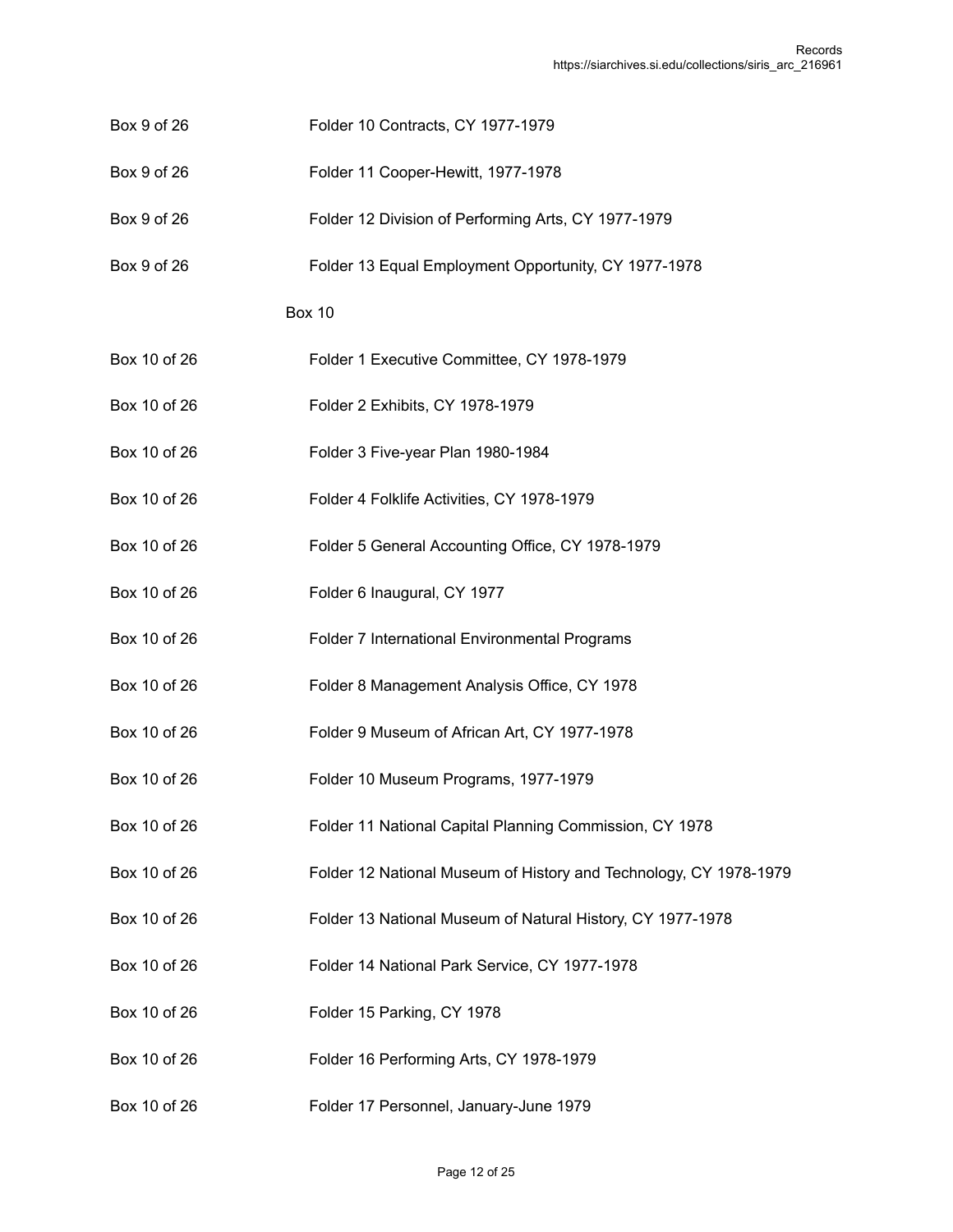| | |
|---|---|
| Box 9 of 26 | Folder 10 Contracts, CY 1977-1979 |
| Box 9 of 26 | Folder 11 Cooper-Hewitt, 1977-1978 |
| Box 9 of 26 | Folder 12 Division of Performing Arts, CY 1977-1979 |
| Box 9 of 26 | Folder 13 Equal Employment Opportunity, CY 1977-1978 |

Box 10

| | |
|---|---|
| Box 10 of 26 | Folder 1 Executive Committee, CY 1978-1979 |
| Box 10 of 26 | Folder 2 Exhibits, CY 1978-1979 |
| Box 10 of 26 | Folder 3 Five-year Plan 1980-1984 |
| Box 10 of 26 | Folder 4 Folklife Activities, CY 1978-1979 |
| Box 10 of 26 | Folder 5 General Accounting Office, CY 1978-1979 |
| Box 10 of 26 | Folder 6 Inaugural, CY 1977 |
| Box 10 of 26 | Folder 7 International Environmental Programs |
| Box 10 of 26 | Folder 8 Management Analysis Office, CY 1978 |
| Box 10 of 26 | Folder 9 Museum of African Art, CY 1977-1978 |
| Box 10 of 26 | Folder 10 Museum Programs, 1977-1979 |
| Box 10 of 26 | Folder 11 National Capital Planning Commission, CY 1978 |
| Box 10 of 26 | Folder 12 National Museum of History and Technology, CY 1978-1979 |
| Box 10 of 26 | Folder 13 National Museum of Natural History, CY 1977-1978 |
| Box 10 of 26 | Folder 14 National Park Service, CY 1977-1978 |
| Box 10 of 26 | Folder 15 Parking, CY 1978 |
| Box 10 of 26 | Folder 16 Performing Arts, CY 1978-1979 |
| Box 10 of 26 | Folder 17 Personnel, January-June 1979 |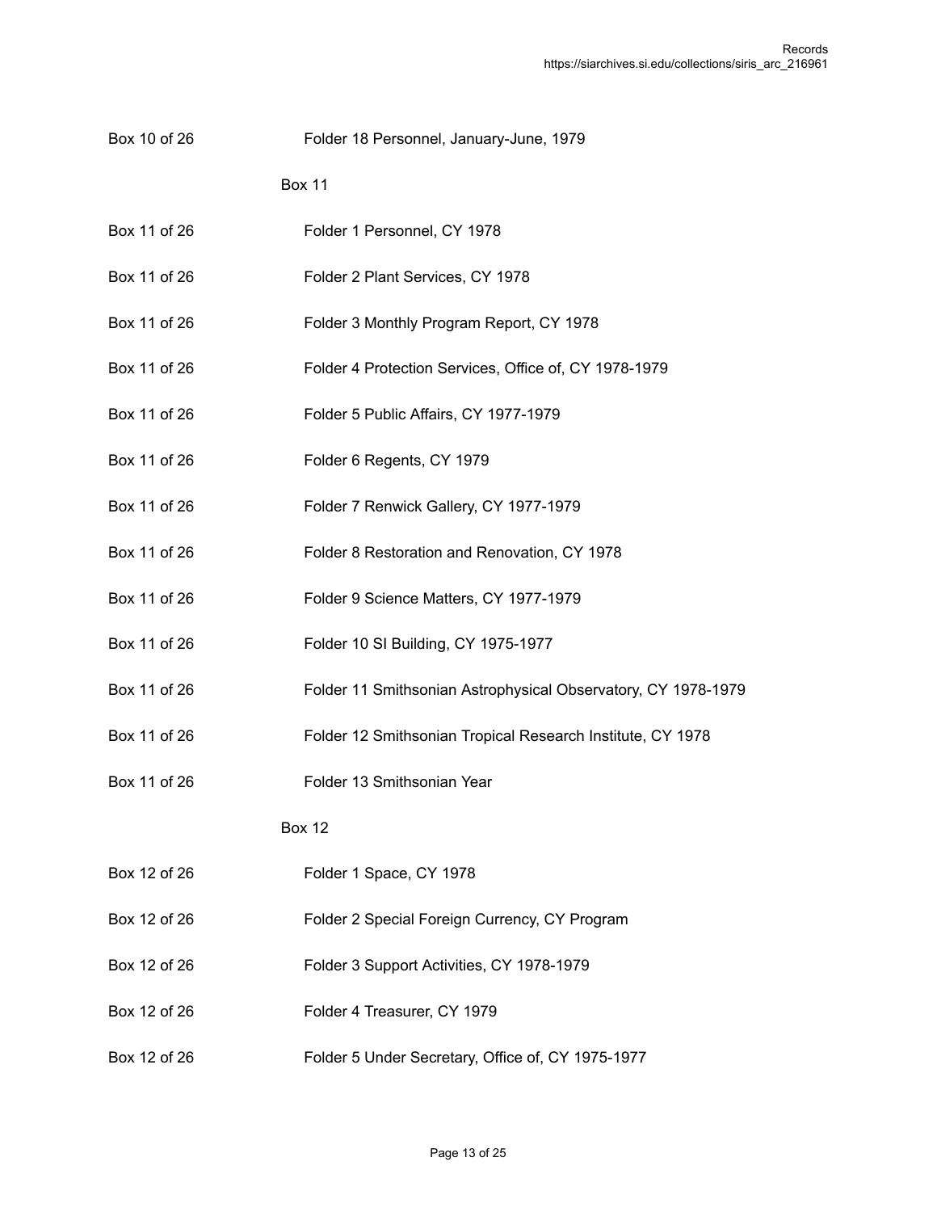Box 10 of 26 Folder 18 Personnel, January-June, 1979

Box 11

Box 11 of 26 Folder 1 Personnel, CY 1978

Box 11 of 26 Folder 2 Plant Services, CY 1978

Box 11 of 26 Folder 3 Monthly Program Report, CY 1978

Box 11 of 26 Folder 4 Protection Services, Office of, CY 1978-1979

Box 11 of 26 Folder 5 Public Affairs, CY 1977-1979

Box 11 of 26 Folder 6 Regents, CY 1979

Box 11 of 26 Folder 7 Renwick Gallery, CY 1977-1979

Box 11 of 26 Folder 8 Restoration and Renovation, CY 1978

Box 11 of 26 Folder 9 Science Matters, CY 1977-1979

Box 11 of 26 Folder 10 SI Building, CY 1975-1977

Box 11 of 26 Folder 11 Smithsonian Astrophysical Observatory, CY 1978-1979

Box 11 of 26 Folder 12 Smithsonian Tropical Research Institute, CY 1978

Box 11 of 26 Folder 13 Smithsonian Year

Box 12

Box 12 of 26 Folder 1 Space, CY 1978

Box 12 of 26 Folder 2 Special Foreign Currency, CY Program

Box 12 of 26 Folder 3 Support Activities, CY 1978-1979

Box 12 of 26 Folder 4 Treasurer, CY 1979

Box 12 of 26 Folder 5 Under Secretary, Office of, CY 1975-1977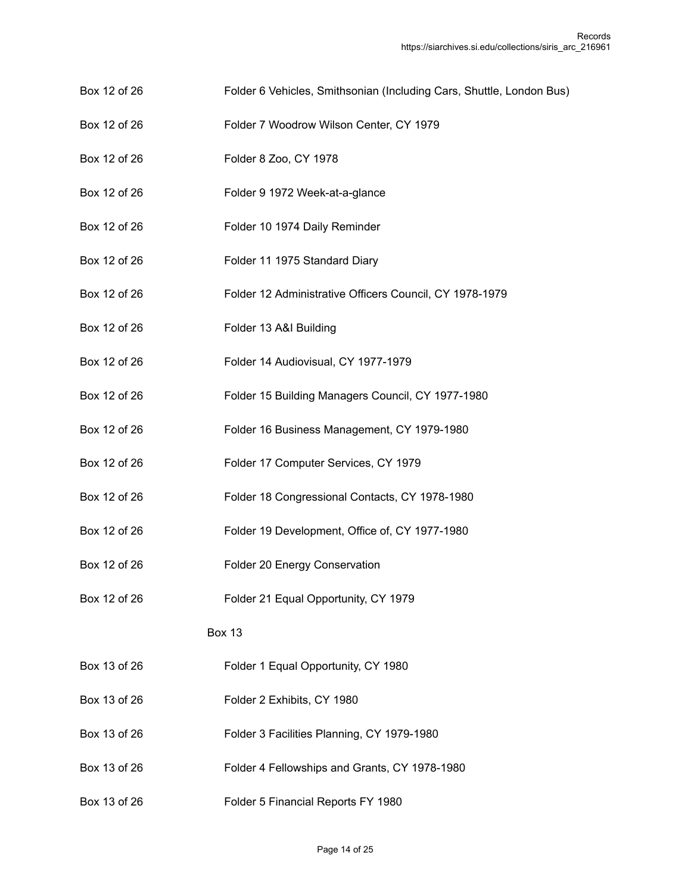Box 12 of 26 Folder 6 Vehicles, Smithsonian (Including Cars, Shuttle, London Bus)

Box 12 of 26 Folder 7 Woodrow Wilson Center, CY 1979

Box 12 of 26 Folder 8 Zoo, CY 1978

Box 12 of 26 Folder 9 1972 Week-at-a-glance

Box 12 of 26 Folder 10 1974 Daily Reminder

Box 12 of 26 Folder 11 1975 Standard Diary

Box 12 of 26 Folder 12 Administrative Officers Council, CY 1978-1979

Box 12 of 26 Folder 13 A&I Building

Box 12 of 26 Folder 14 Audiovisual, CY 1977-1979

Box 12 of 26 Folder 15 Building Managers Council, CY 1977-1980

Box 12 of 26 Folder 16 Business Management, CY 1979-1980

Box 12 of 26 Folder 17 Computer Services, CY 1979

Box 12 of 26 Folder 18 Congressional Contacts, CY 1978-1980

Box 12 of 26 Folder 19 Development, Office of, CY 1977-1980

Box 12 of 26 Folder 20 Energy Conservation

Box 12 of 26 Folder 21 Equal Opportunity, CY 1979

Box 13

Box 13 of 26 Folder 1 Equal Opportunity, CY 1980

Box 13 of 26 Folder 2 Exhibits, CY 1980

Box 13 of 26 Folder 3 Facilities Planning, CY 1979-1980

Box 13 of 26 Folder 4 Fellowships and Grants, CY 1978-1980

Box 13 of 26 Folder 5 Financial Reports FY 1980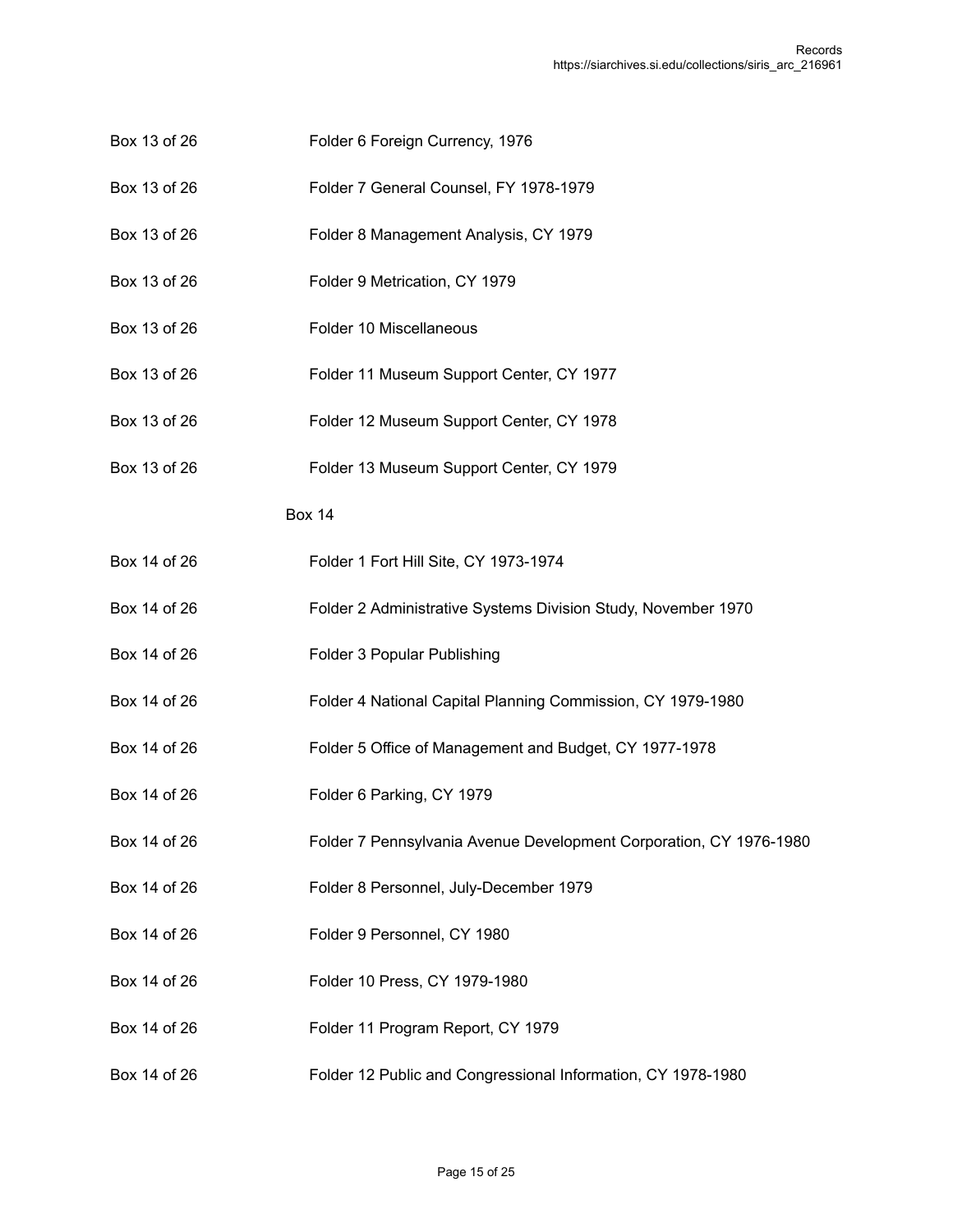| | |
|---|---|
| Box 13 of 26 | Folder 6 Foreign Currency, 1976 |
| Box 13 of 26 | Folder 7 General Counsel, FY 1978-1979 |
| Box 13 of 26 | Folder 8 Management Analysis, CY 1979 |
| Box 13 of 26 | Folder 9 Metrication, CY 1979 |
| Box 13 of 26 | Folder 10 Miscellaneous |
| Box 13 of 26 | Folder 11 Museum Support Center, CY 1977 |
| Box 13 of 26 | Folder 12 Museum Support Center, CY 1978 |
| Box 13 of 26 | Folder 13 Museum Support Center, CY 1979 |

Box 14

| | |
|---|---|
| Box 14 of 26 | Folder 1 Fort Hill Site, CY 1973-1974 |
| Box 14 of 26 | Folder 2 Administrative Systems Division Study, November 1970 |
| Box 14 of 26 | Folder 3 Popular Publishing |
| Box 14 of 26 | Folder 4 National Capital Planning Commission, CY 1979-1980 |
| Box 14 of 26 | Folder 5 Office of Management and Budget, CY 1977-1978 |
| Box 14 of 26 | Folder 6 Parking, CY 1979 |
| Box 14 of 26 | Folder 7 Pennsylvania Avenue Development Corporation, CY 1976-1980 |
| Box 14 of 26 | Folder 8 Personnel, July-December 1979 |
| Box 14 of 26 | Folder 9 Personnel, CY 1980 |
| Box 14 of 26 | Folder 10 Press, CY 1979-1980 |
| Box 14 of 26 | Folder 11 Program Report, CY 1979 |
| Box 14 of 26 | Folder 12 Public and Congressional Information, CY 1978-1980 |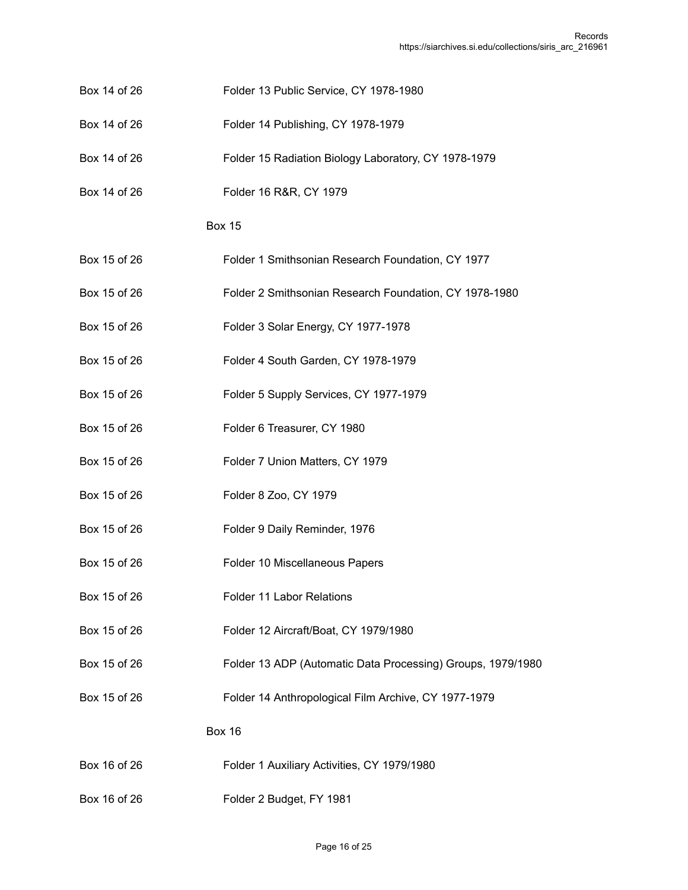Box 14 of 26 Folder 13 Public Service, CY 1978-1980

Box 14 of 26 Folder 14 Publishing, CY 1978-1979

Box 14 of 26 Folder 15 Radiation Biology Laboratory, CY 1978-1979

Box 14 of 26 Folder 16 R&R, CY 1979

Box 15

Box 15 of 26 Folder 1 Smithsonian Research Foundation, CY 1977

Box 15 of 26 Folder 2 Smithsonian Research Foundation, CY 1978-1980

Box 15 of 26 Folder 3 Solar Energy, CY 1977-1978

Box 15 of 26 Folder 4 South Garden, CY 1978-1979

Box 15 of 26 Folder 5 Supply Services, CY 1977-1979

Box 15 of 26 Folder 6 Treasurer, CY 1980

Box 15 of 26 Folder 7 Union Matters, CY 1979

Box 15 of 26 Folder 8 Zoo, CY 1979

Box 15 of 26 Folder 9 Daily Reminder, 1976

Box 15 of 26 Folder 10 Miscellaneous Papers

Box 15 of 26 Folder 11 Labor Relations

Box 15 of 26 Folder 12 Aircraft/Boat, CY 1979/1980

Box 15 of 26 Folder 13 ADP (Automatic Data Processing) Groups, 1979/1980

Box 15 of 26 Folder 14 Anthropological Film Archive, CY 1977-1979

Box 16

Box 16 of 26 Folder 1 Auxiliary Activities, CY 1979/1980

Box 16 of 26 Folder 2 Budget, FY 1981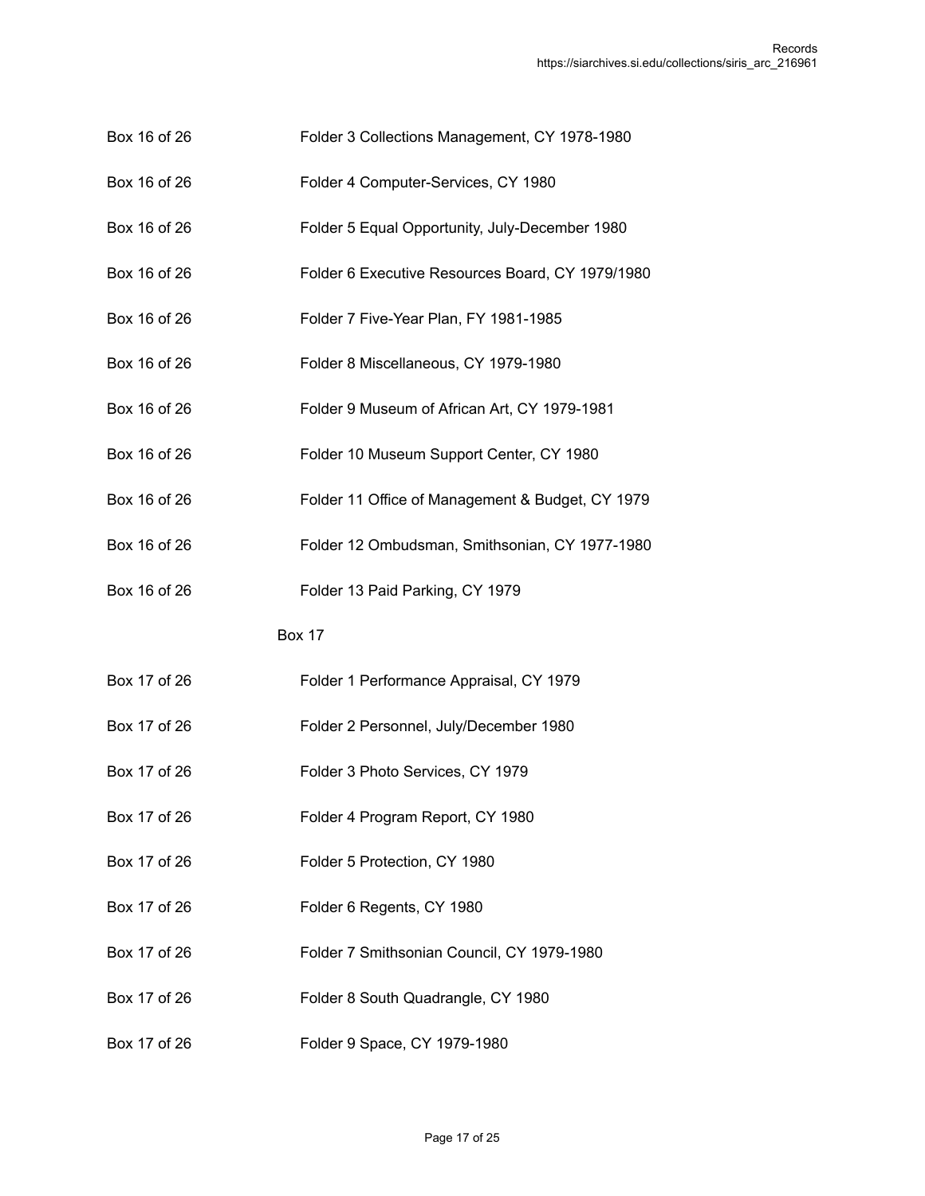| | |
|---|---|
| Box 16 of 26 | Folder 3 Collections Management, CY 1978-1980 |
| Box 16 of 26 | Folder 4 Computer-Services, CY 1980 |
| Box 16 of 26 | Folder 5 Equal Opportunity, July-December 1980 |
| Box 16 of 26 | Folder 6 Executive Resources Board, CY 1979/1980 |
| Box 16 of 26 | Folder 7 Five-Year Plan, FY 1981-1985 |
| Box 16 of 26 | Folder 8 Miscellaneous, CY 1979-1980 |
| Box 16 of 26 | Folder 9 Museum of African Art, CY 1979-1981 |
| Box 16 of 26 | Folder 10 Museum Support Center, CY 1980 |
| Box 16 of 26 | Folder 11 Office of Management & Budget, CY 1979 |
| Box 16 of 26 | Folder 12 Ombudsman, Smithsonian, CY 1977-1980 |
| Box 16 of 26 | Folder 13 Paid Parking, CY 1979 |

Box 17

| | |
|---|---|
| Box 17 of 26 | Folder 1 Performance Appraisal, CY 1979 |
| Box 17 of 26 | Folder 2 Personnel, July/December 1980 |
| Box 17 of 26 | Folder 3 Photo Services, CY 1979 |
| Box 17 of 26 | Folder 4 Program Report, CY 1980 |
| Box 17 of 26 | Folder 5 Protection, CY 1980 |
| Box 17 of 26 | Folder 6 Regents, CY 1980 |
| Box 17 of 26 | Folder 7 Smithsonian Council, CY 1979-1980 |
| Box 17 of 26 | Folder 8 South Quadrangle, CY 1980 |
| Box 17 of 26 | Folder 9 Space, CY 1979-1980 |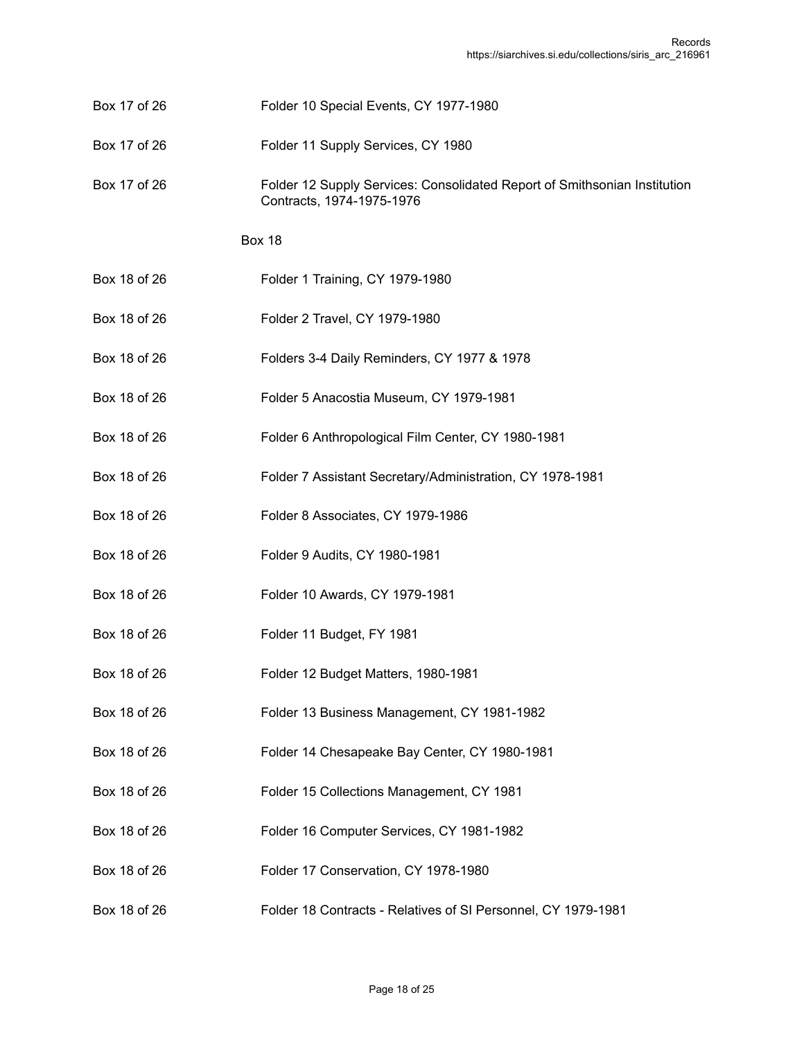| | |
|---|---|
| Box 17 of 26 | Folder 10 Special Events, CY 1977-1980 |
| Box 17 of 26 | Folder 11 Supply Services, CY 1980 |
| Box 17 of 26 | Folder 12 Supply Services: Consolidated Report of Smithsonian Institution Contracts, 1974-1975-1976 |

Box 18

| | |
|---|---|
| Box 18 of 26 | Folder 1 Training, CY 1979-1980 |
| Box 18 of 26 | Folder 2 Travel, CY 1979-1980 |
| Box 18 of 26 | Folders 3-4 Daily Reminders, CY 1977 & 1978 |
| Box 18 of 26 | Folder 5 Anacostia Museum, CY 1979-1981 |
| Box 18 of 26 | Folder 6 Anthropological Film Center, CY 1980-1981 |
| Box 18 of 26 | Folder 7 Assistant Secretary/Administration, CY 1978-1981 |
| Box 18 of 26 | Folder 8 Associates, CY 1979-1986 |
| Box 18 of 26 | Folder 9 Audits, CY 1980-1981 |
| Box 18 of 26 | Folder 10 Awards, CY 1979-1981 |
| Box 18 of 26 | Folder 11 Budget, FY 1981 |
| Box 18 of 26 | Folder 12 Budget Matters, 1980-1981 |
| Box 18 of 26 | Folder 13 Business Management, CY 1981-1982 |
| Box 18 of 26 | Folder 14 Chesapeake Bay Center, CY 1980-1981 |
| Box 18 of 26 | Folder 15 Collections Management, CY 1981 |
| Box 18 of 26 | Folder 16 Computer Services, CY 1981-1982 |
| Box 18 of 26 | Folder 17 Conservation, CY 1978-1980 |
| Box 18 of 26 | Folder 18 Contracts - Relatives of SI Personnel, CY 1979-1981 |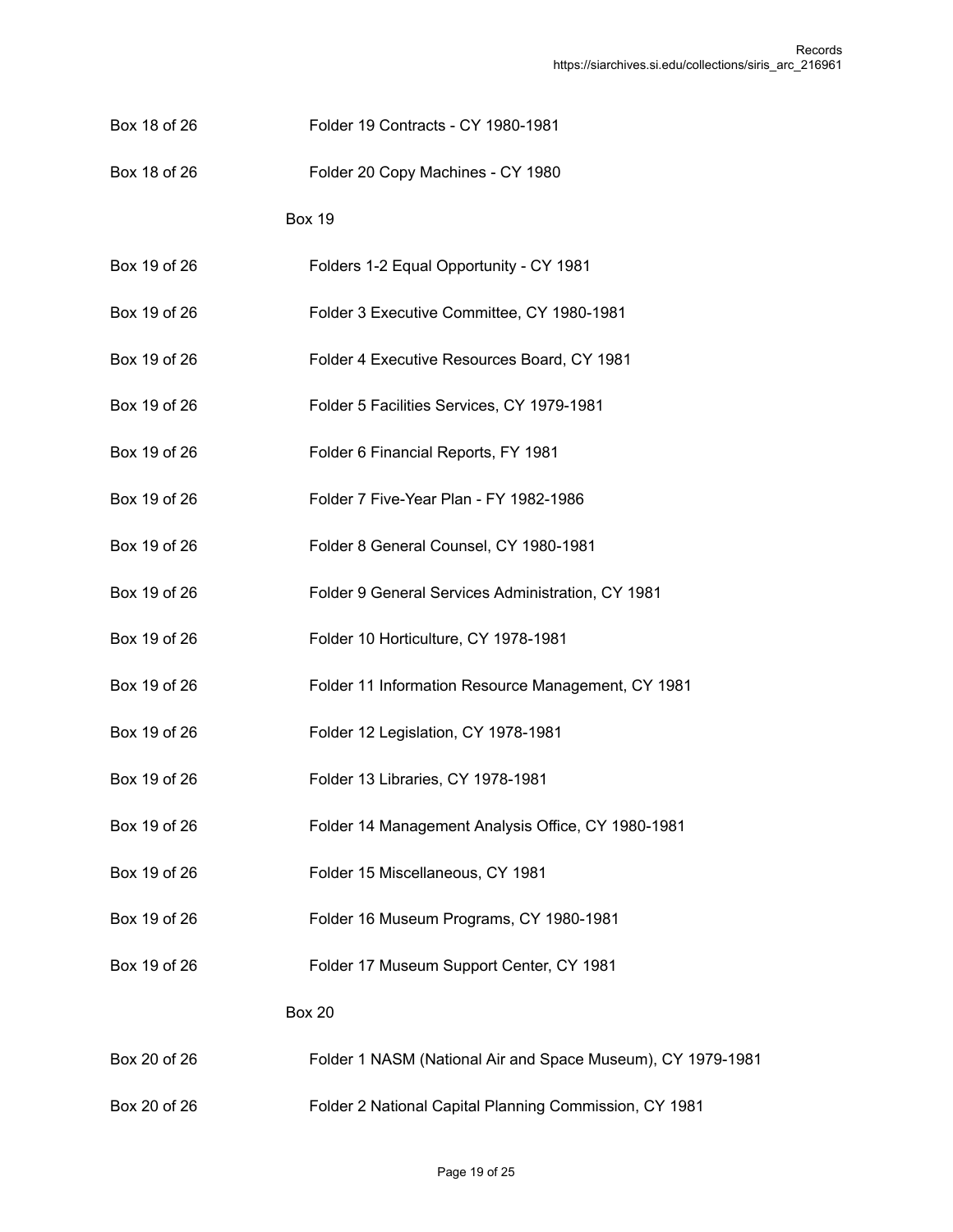Box 18 of 26 Folder 19 Contracts - CY 1980-1981

Box 18 of 26 Folder 20 Copy Machines - CY 1980

Box 19

Box 19 of 26 Folders 1-2 Equal Opportunity - CY 1981

Box 19 of 26 Folder 3 Executive Committee, CY 1980-1981

Box 19 of 26 Folder 4 Executive Resources Board, CY 1981

Box 19 of 26 Folder 5 Facilities Services, CY 1979-1981

Box 19 of 26 Folder 6 Financial Reports, FY 1981

Box 19 of 26 Folder 7 Five-Year Plan - FY 1982-1986

Box 19 of 26 Folder 8 General Counsel, CY 1980-1981

Box 19 of 26 Folder 9 General Services Administration, CY 1981

Box 19 of 26 Folder 10 Horticulture, CY 1978-1981

Box 19 of 26 Folder 11 Information Resource Management, CY 1981

Box 19 of 26 Folder 12 Legislation, CY 1978-1981

Box 19 of 26 Folder 13 Libraries, CY 1978-1981

Box 19 of 26 Folder 14 Management Analysis Office, CY 1980-1981

Box 19 of 26 Folder 15 Miscellaneous, CY 1981

Box 19 of 26 Folder 16 Museum Programs, CY 1980-1981

Box 19 of 26 Folder 17 Museum Support Center, CY 1981

Box 20

Box 20 of 26 Folder 1 NASM (National Air and Space Museum), CY 1979-1981

Box 20 of 26 Folder 2 National Capital Planning Commission, CY 1981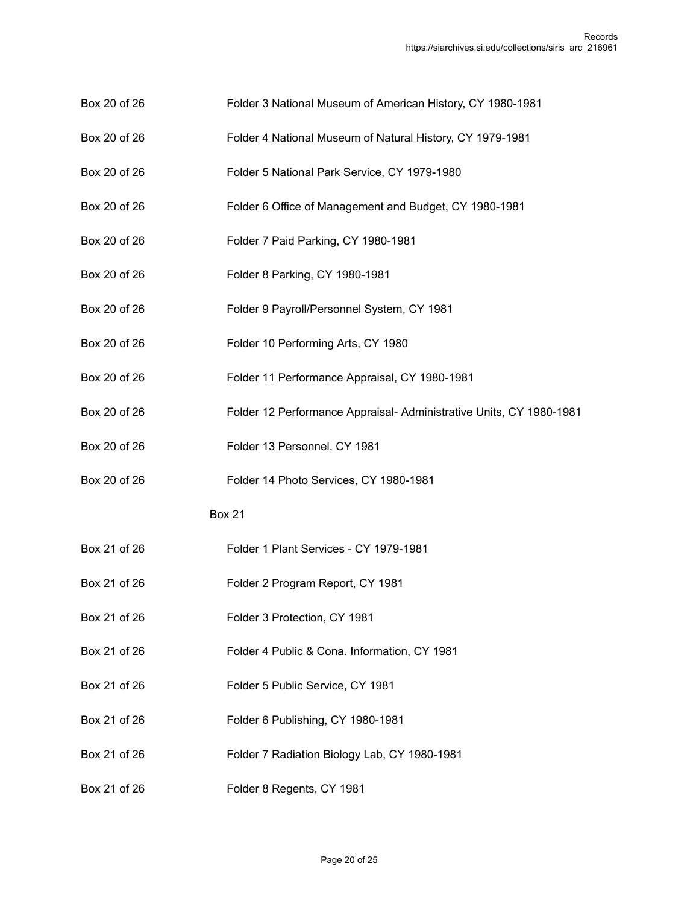| | |
|---|---|
| Box 20 of 26 | Folder 3 National Museum of American History, CY 1980-1981 |
| Box 20 of 26 | Folder 4 National Museum of Natural History, CY 1979-1981 |
| Box 20 of 26 | Folder 5 National Park Service, CY 1979-1980 |
| Box 20 of 26 | Folder 6 Office of Management and Budget, CY 1980-1981 |
| Box 20 of 26 | Folder 7 Paid Parking, CY 1980-1981 |
| Box 20 of 26 | Folder 8 Parking, CY 1980-1981 |
| Box 20 of 26 | Folder 9 Payroll/Personnel System, CY 1981 |
| Box 20 of 26 | Folder 10 Performing Arts, CY 1980 |
| Box 20 of 26 | Folder 11 Performance Appraisal, CY 1980-1981 |
| Box 20 of 26 | Folder 12 Performance Appraisal- Administrative Units, CY 1980-1981 |
| Box 20 of 26 | Folder 13 Personnel, CY 1981 |
| Box 20 of 26 | Folder 14 Photo Services, CY 1980-1981 |

Box 21

| | |
|---|---|
| Box 21 of 26 | Folder 1 Plant Services - CY 1979-1981 |
| Box 21 of 26 | Folder 2 Program Report, CY 1981 |
| Box 21 of 26 | Folder 3 Protection, CY 1981 |
| Box 21 of 26 | Folder 4 Public & Cona. Information, CY 1981 |
| Box 21 of 26 | Folder 5 Public Service, CY 1981 |
| Box 21 of 26 | Folder 6 Publishing, CY 1980-1981 |
| Box 21 of 26 | Folder 7 Radiation Biology Lab, CY 1980-1981 |
| Box 21 of 26 | Folder 8 Regents, CY 1981 |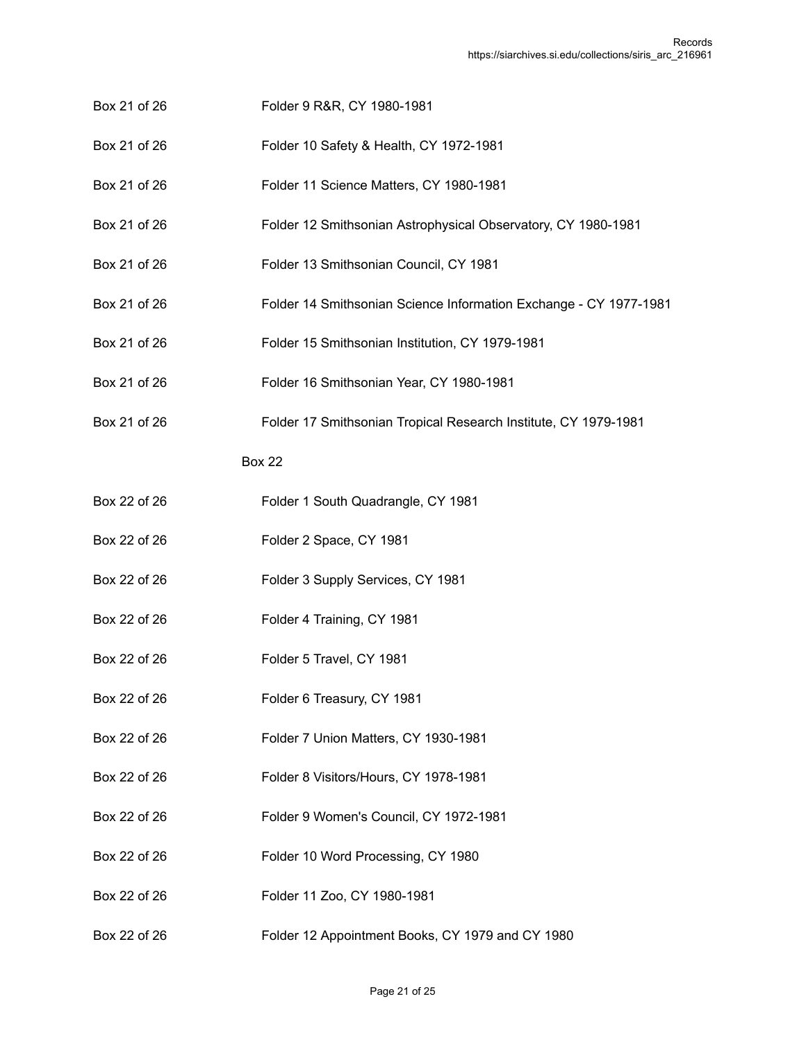| | |
|---|---|
| Box 21 of 26 | Folder 9 R&R, CY 1980-1981 |
| Box 21 of 26 | Folder 10 Safety & Health, CY 1972-1981 |
| Box 21 of 26 | Folder 11 Science Matters, CY 1980-1981 |
| Box 21 of 26 | Folder 12 Smithsonian Astrophysical Observatory, CY 1980-1981 |
| Box 21 of 26 | Folder 13 Smithsonian Council, CY 1981 |
| Box 21 of 26 | Folder 14 Smithsonian Science Information Exchange - CY 1977-1981 |
| Box 21 of 26 | Folder 15 Smithsonian Institution, CY 1979-1981 |
| Box 21 of 26 | Folder 16 Smithsonian Year, CY 1980-1981 |
| Box 21 of 26 | Folder 17 Smithsonian Tropical Research Institute, CY 1979-1981 |

Box 22

| | |
|---|---|
| Box 22 of 26 | Folder 1 South Quadrangle, CY 1981 |
| Box 22 of 26 | Folder 2 Space, CY 1981 |
| Box 22 of 26 | Folder 3 Supply Services, CY 1981 |
| Box 22 of 26 | Folder 4 Training, CY 1981 |
| Box 22 of 26 | Folder 5 Travel, CY 1981 |
| Box 22 of 26 | Folder 6 Treasury, CY 1981 |
| Box 22 of 26 | Folder 7 Union Matters, CY 1930-1981 |
| Box 22 of 26 | Folder 8 Visitors/Hours, CY 1978-1981 |
| Box 22 of 26 | Folder 9 Women's Council, CY 1972-1981 |
| Box 22 of 26 | Folder 10 Word Processing, CY 1980 |
| Box 22 of 26 | Folder 11 Zoo, CY 1980-1981 |
| Box 22 of 26 | Folder 12 Appointment Books, CY 1979 and CY 1980 |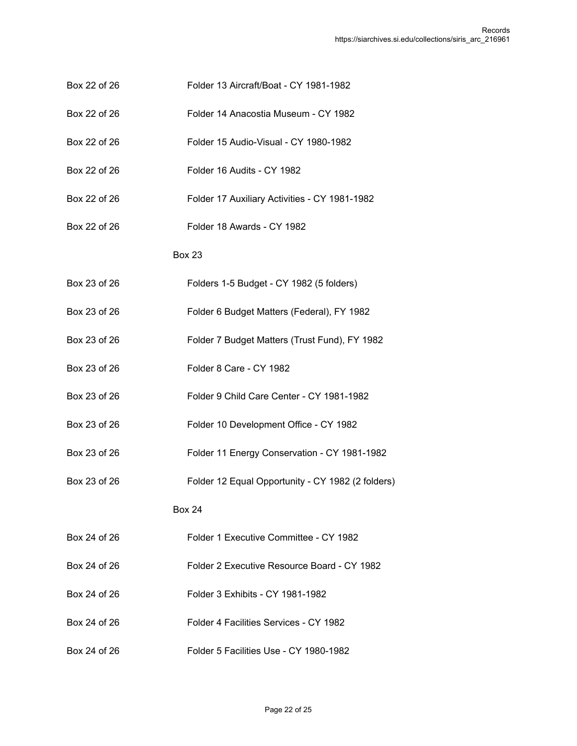| | |
|---|---|
| Box 22 of 26 | Folder 13 Aircraft/Boat - CY 1981-1982 |
| Box 22 of 26 | Folder 14 Anacostia Museum - CY 1982 |
| Box 22 of 26 | Folder 15 Audio-Visual - CY 1980-1982 |
| Box 22 of 26 | Folder 16 Audits - CY 1982 |
| Box 22 of 26 | Folder 17 Auxiliary Activities - CY 1981-1982 |
| Box 22 of 26 | Folder 18 Awards - CY 1982 |

Box 23

| | |
|---|---|
| Box 23 of 26 | Folders 1-5 Budget - CY 1982 (5 folders) |
| Box 23 of 26 | Folder 6 Budget Matters (Federal), FY 1982 |
| Box 23 of 26 | Folder 7 Budget Matters (Trust Fund), FY 1982 |
| Box 23 of 26 | Folder 8 Care - CY 1982 |
| Box 23 of 26 | Folder 9 Child Care Center - CY 1981-1982 |
| Box 23 of 26 | Folder 10 Development Office - CY 1982 |
| Box 23 of 26 | Folder 11 Energy Conservation - CY 1981-1982 |
| Box 23 of 26 | Folder 12 Equal Opportunity - CY 1982 (2 folders) |

Box 24

| | |
|---|---|
| Box 24 of 26 | Folder 1 Executive Committee - CY 1982 |
| Box 24 of 26 | Folder 2 Executive Resource Board - CY 1982 |
| Box 24 of 26 | Folder 3 Exhibits - CY 1981-1982 |
| Box 24 of 26 | Folder 4 Facilities Services - CY 1982 |
| Box 24 of 26 | Folder 5 Facilities Use - CY 1980-1982 |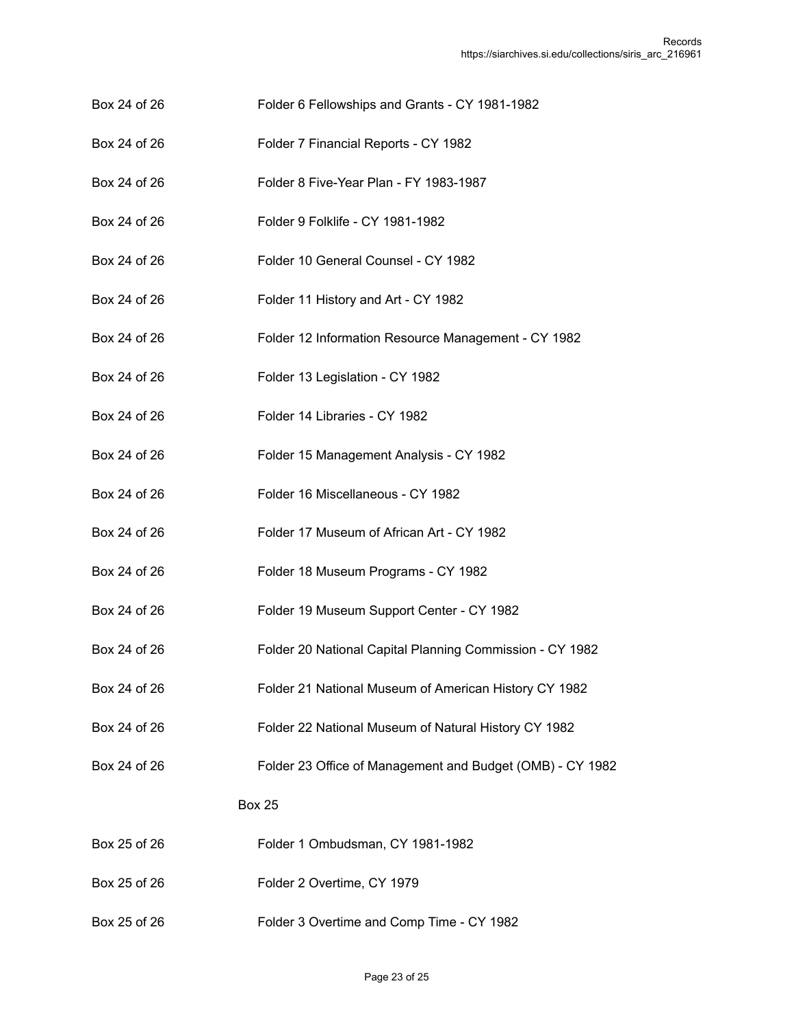| | |
|---|---|
| Box 24 of 26 | Folder 6 Fellowships and Grants - CY 1981-1982 |
| Box 24 of 26 | Folder 7 Financial Reports - CY 1982 |
| Box 24 of 26 | Folder 8 Five-Year Plan - FY 1983-1987 |
| Box 24 of 26 | Folder 9 Folklife - CY 1981-1982 |
| Box 24 of 26 | Folder 10 General Counsel - CY 1982 |
| Box 24 of 26 | Folder 11 History and Art - CY 1982 |
| Box 24 of 26 | Folder 12 Information Resource Management - CY 1982 |
| Box 24 of 26 | Folder 13 Legislation - CY 1982 |
| Box 24 of 26 | Folder 14 Libraries - CY 1982 |
| Box 24 of 26 | Folder 15 Management Analysis - CY 1982 |
| Box 24 of 26 | Folder 16 Miscellaneous - CY 1982 |
| Box 24 of 26 | Folder 17 Museum of African Art - CY 1982 |
| Box 24 of 26 | Folder 18 Museum Programs - CY 1982 |
| Box 24 of 26 | Folder 19 Museum Support Center - CY 1982 |
| Box 24 of 26 | Folder 20 National Capital Planning Commission - CY 1982 |
| Box 24 of 26 | Folder 21 National Museum of American History CY 1982 |
| Box 24 of 26 | Folder 22 National Museum of Natural History CY 1982 |
| Box 24 of 26 | Folder 23 Office of Management and Budget (OMB) - CY 1982 |

Box 25

| | |
|---|---|
| Box 25 of 26 | Folder 1 Ombudsman, CY 1981-1982 |
| Box 25 of 26 | Folder 2 Overtime, CY 1979 |
| Box 25 of 26 | Folder 3 Overtime and Comp Time - CY 1982 |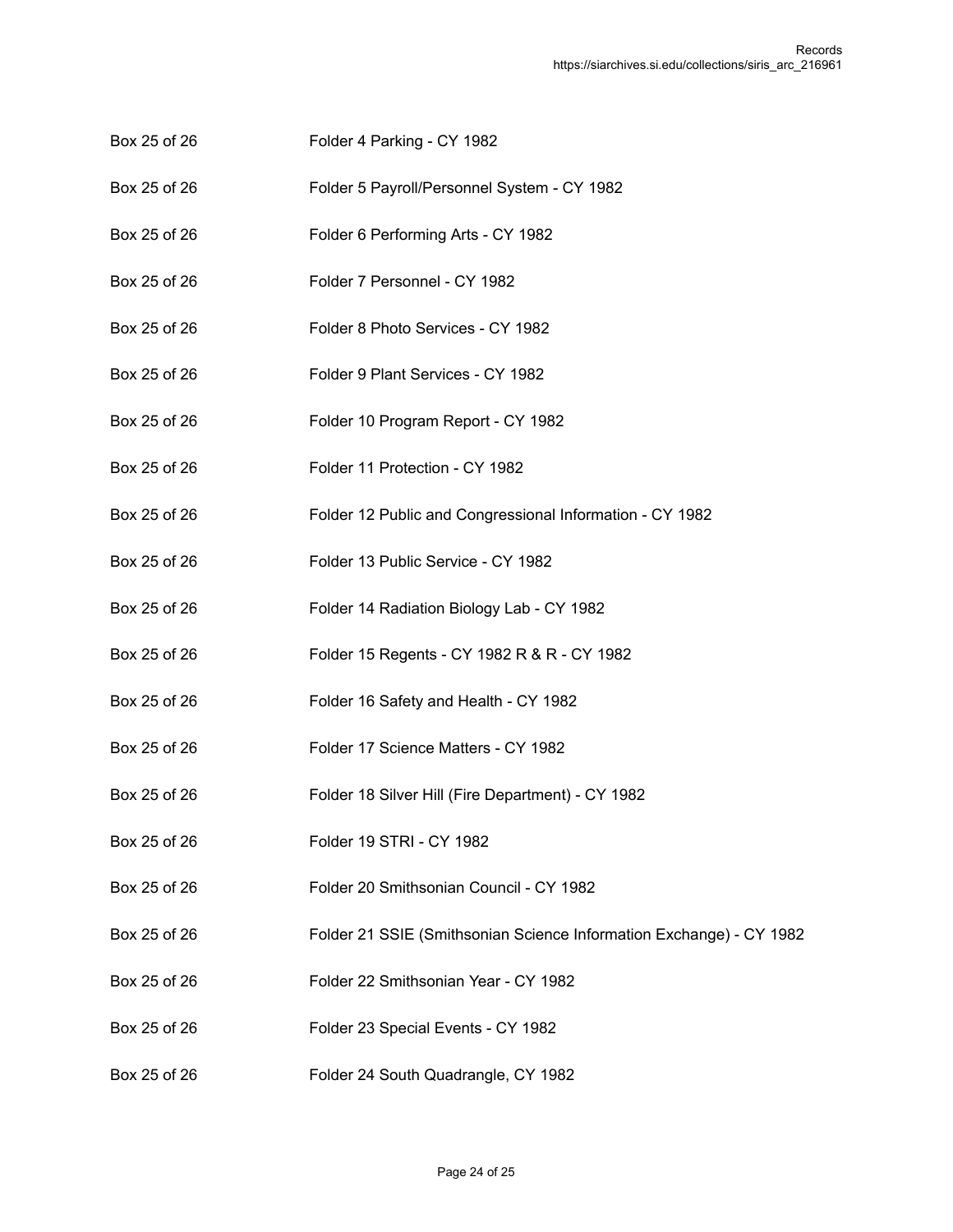| | |
|---|---|
| Box 25 of 26 | Folder 4 Parking - CY 1982 |
| Box 25 of 26 | Folder 5 Payroll/Personnel System - CY 1982 |
| Box 25 of 26 | Folder 6 Performing Arts - CY 1982 |
| Box 25 of 26 | Folder 7 Personnel - CY 1982 |
| Box 25 of 26 | Folder 8 Photo Services - CY 1982 |
| Box 25 of 26 | Folder 9 Plant Services - CY 1982 |
| Box 25 of 26 | Folder 10 Program Report - CY 1982 |
| Box 25 of 26 | Folder 11 Protection - CY 1982 |
| Box 25 of 26 | Folder 12 Public and Congressional Information - CY 1982 |
| Box 25 of 26 | Folder 13 Public Service - CY 1982 |
| Box 25 of 26 | Folder 14 Radiation Biology Lab - CY 1982 |
| Box 25 of 26 | Folder 15 Regents - CY 1982 R & R - CY 1982 |
| Box 25 of 26 | Folder 16 Safety and Health - CY 1982 |
| Box 25 of 26 | Folder 17 Science Matters - CY 1982 |
| Box 25 of 26 | Folder 18 Silver Hill (Fire Department) - CY 1982 |
| Box 25 of 26 | Folder 19 STRI - CY 1982 |
| Box 25 of 26 | Folder 20 Smithsonian Council - CY 1982 |
| Box 25 of 26 | Folder 21 SSIE (Smithsonian Science Information Exchange) - CY 1982 |
| Box 25 of 26 | Folder 22 Smithsonian Year - CY 1982 |
| Box 25 of 26 | Folder 23 Special Events - CY 1982 |
| Box 25 of 26 | Folder 24 South Quadrangle, CY 1982 |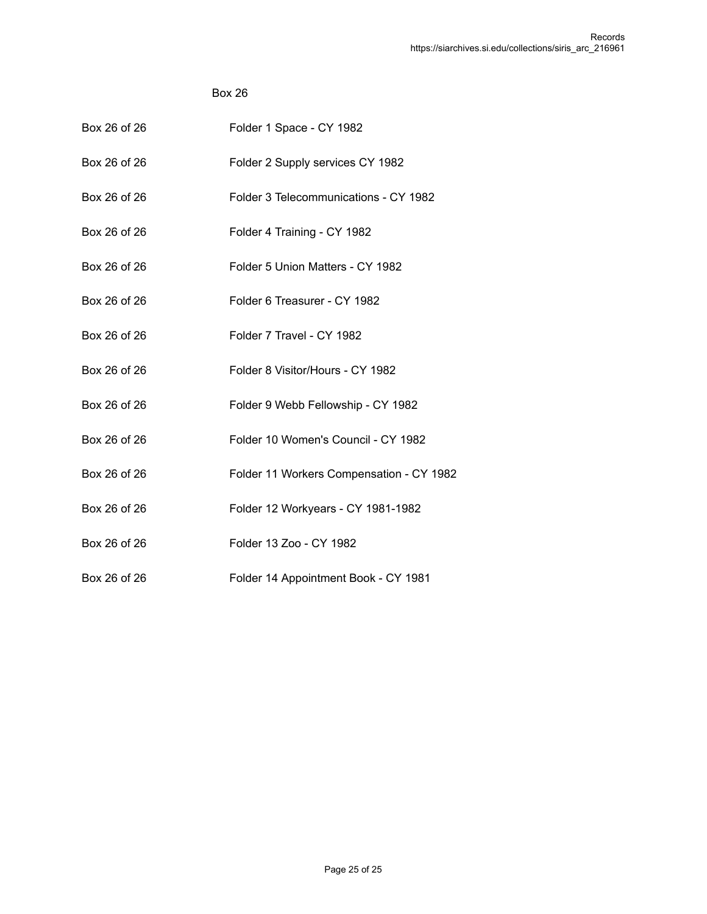Box 26

| | |
|---|---|
| Box 26 of 26 | Folder 1 Space - CY 1982 |
| Box 26 of 26 | Folder 2 Supply services CY 1982 |
| Box 26 of 26 | Folder 3 Telecommunications - CY 1982 |
| Box 26 of 26 | Folder 4 Training - CY 1982 |
| Box 26 of 26 | Folder 5 Union Matters - CY 1982 |
| Box 26 of 26 | Folder 6 Treasurer - CY 1982 |
| Box 26 of 26 | Folder 7 Travel - CY 1982 |
| Box 26 of 26 | Folder 8 Visitor/Hours - CY 1982 |
| Box 26 of 26 | Folder 9 Webb Fellowship - CY 1982 |
| Box 26 of 26 | Folder 10 Women's Council - CY 1982 |
| Box 26 of 26 | Folder 11 Workers Compensation - CY 1982 |
| Box 26 of 26 | Folder 12 Workyears - CY 1981-1982 |
| Box 26 of 26 | Folder 13 Zoo - CY 1982 |
| Box 26 of 26 | Folder 14 Appointment Book - CY 1981 |